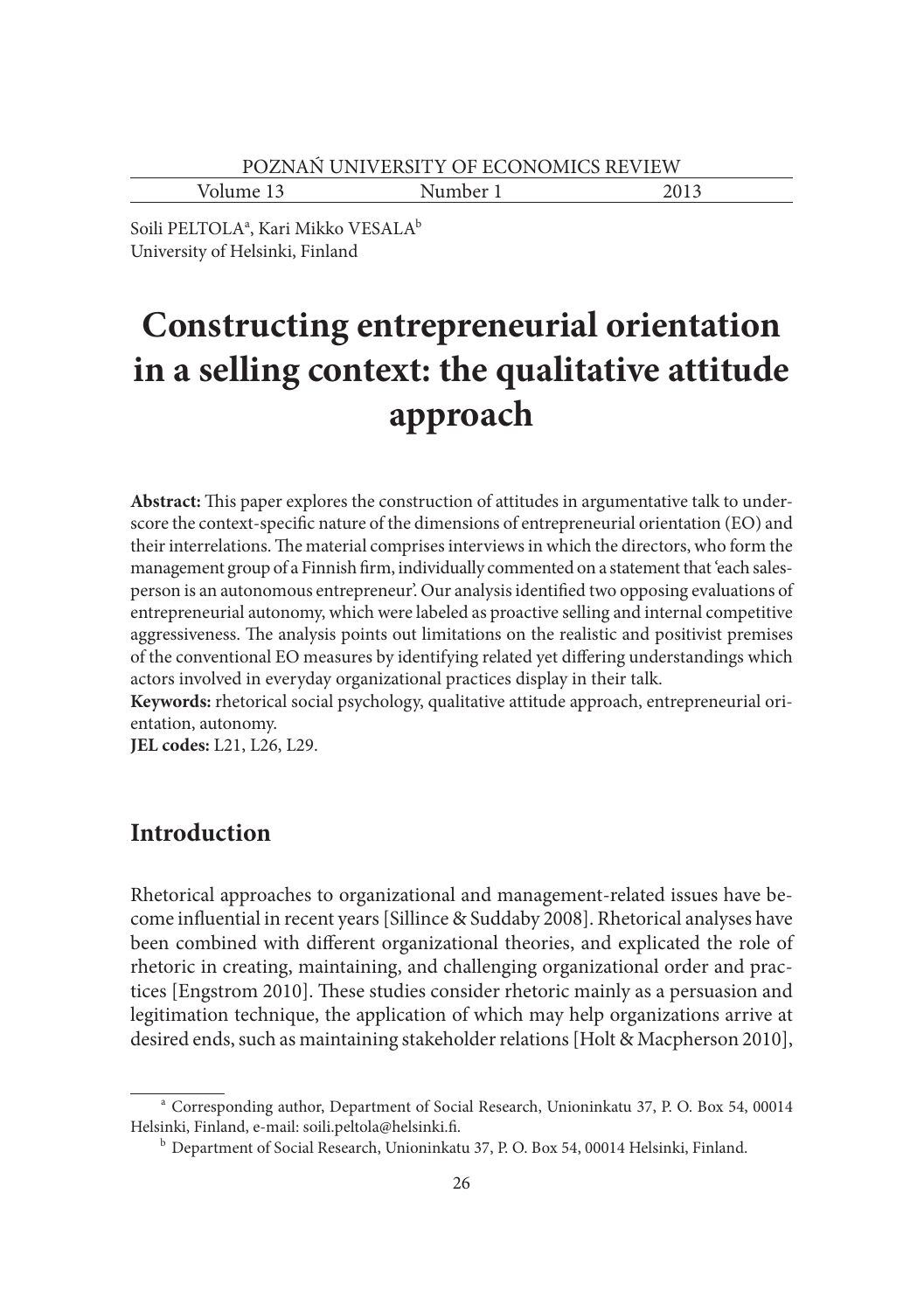Soili PELTOLA[a], Kari Mikko VESALA[b]
University of Helsinki, Finland

# Constructing entrepreneurial orientation in a selling context: the qualitative attitude approach

**Abstract:** This paper explores the construction of attitudes in argumentative talk to underscore the context-specific nature of the dimensions of entrepreneurial orientation (EO) and their interrelations. The material comprises interviews in which the directors, who form the management group of a Finnish firm, individually commented on a statement that 'each salesperson is an autonomous entrepreneur'. Our analysis identified two opposing evaluations of entrepreneurial autonomy, which were labeled as proactive selling and internal competitive aggressiveness. The analysis points out limitations on the realistic and positivist premises of the conventional EO measures by identifying related yet differing understandings which actors involved in everyday organizational practices display in their talk.

**Keywords:** rhetorical social psychology, qualitative attitude approach, entrepreneurial orientation, autonomy.

**JEL codes:** L21, L26, L29.

## Introduction

Rhetorical approaches to organizational and management-related issues have become influential in recent years [Sillince & Suddaby 2008]. Rhetorical analyses have been combined with different organizational theories, and explicated the role of rhetoric in creating, maintaining, and challenging organizational order and practices [Engstrom 2010]. These studies consider rhetoric mainly as a persuasion and legitimation technique, the application of which may help organizations arrive at desired ends, such as maintaining stakeholder relations [Holt & Macpherson 2010],

[a] Corresponding author, Department of Social Research, Unioninkatu 37, P. O. Box 54, 00014 Helsinki, Finland, e-mail: soili.peltola@helsinki.fi.

[b] Department of Social Research, Unioninkatu 37, P. O. Box 54, 00014 Helsinki, Finland.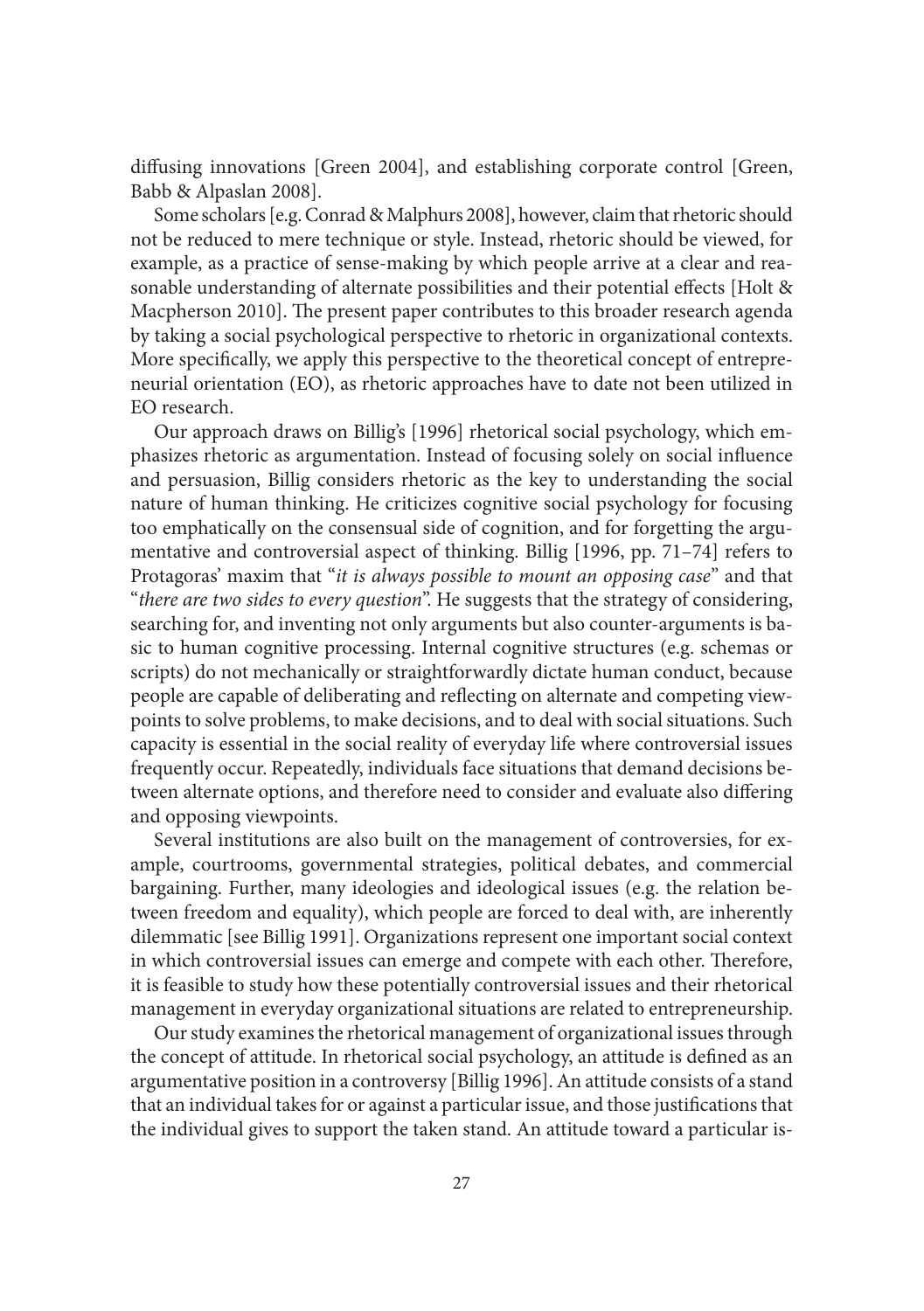diffusing innovations [Green 2004], and establishing corporate control [Green, Babb & Alpaslan 2008].

Some scholars [e.g. Conrad & Malphurs 2008], however, claim that rhetoric should not be reduced to mere technique or style. Instead, rhetoric should be viewed, for example, as a practice of sense-making by which people arrive at a clear and reasonable understanding of alternate possibilities and their potential effects [Holt & Macpherson 2010]. The present paper contributes to this broader research agenda by taking a social psychological perspective to rhetoric in organizational contexts. More specifically, we apply this perspective to the theoretical concept of entrepreneurial orientation (EO), as rhetoric approaches have to date not been utilized in EO research.

Our approach draws on Billig's [1996] rhetorical social psychology, which emphasizes rhetoric as argumentation. Instead of focusing solely on social influence and persuasion, Billig considers rhetoric as the key to understanding the social nature of human thinking. He criticizes cognitive social psychology for focusing too emphatically on the consensual side of cognition, and for forgetting the argumentative and controversial aspect of thinking. Billig [1996, pp. 71–74] refers to Protagoras' maxim that "*it is always possible to mount an opposing case*" and that "*there are two sides to every question*". He suggests that the strategy of considering, searching for, and inventing not only arguments but also counter-arguments is basic to human cognitive processing. Internal cognitive structures (e.g. schemas or scripts) do not mechanically or straightforwardly dictate human conduct, because people are capable of deliberating and reflecting on alternate and competing viewpoints to solve problems, to make decisions, and to deal with social situations. Such capacity is essential in the social reality of everyday life where controversial issues frequently occur. Repeatedly, individuals face situations that demand decisions between alternate options, and therefore need to consider and evaluate also differing and opposing viewpoints.

Several institutions are also built on the management of controversies, for example, courtrooms, governmental strategies, political debates, and commercial bargaining. Further, many ideologies and ideological issues (e.g. the relation between freedom and equality), which people are forced to deal with, are inherently dilemmatic [see Billig 1991]. Organizations represent one important social context in which controversial issues can emerge and compete with each other. Therefore, it is feasible to study how these potentially controversial issues and their rhetorical management in everyday organizational situations are related to entrepreneurship.

Our study examines the rhetorical management of organizational issues through the concept of attitude. In rhetorical social psychology, an attitude is defined as an argumentative position in a controversy [Billig 1996]. An attitude consists of a stand that an individual takes for or against a particular issue, and those justifications that the individual gives to support the taken stand. An attitude toward a particular is-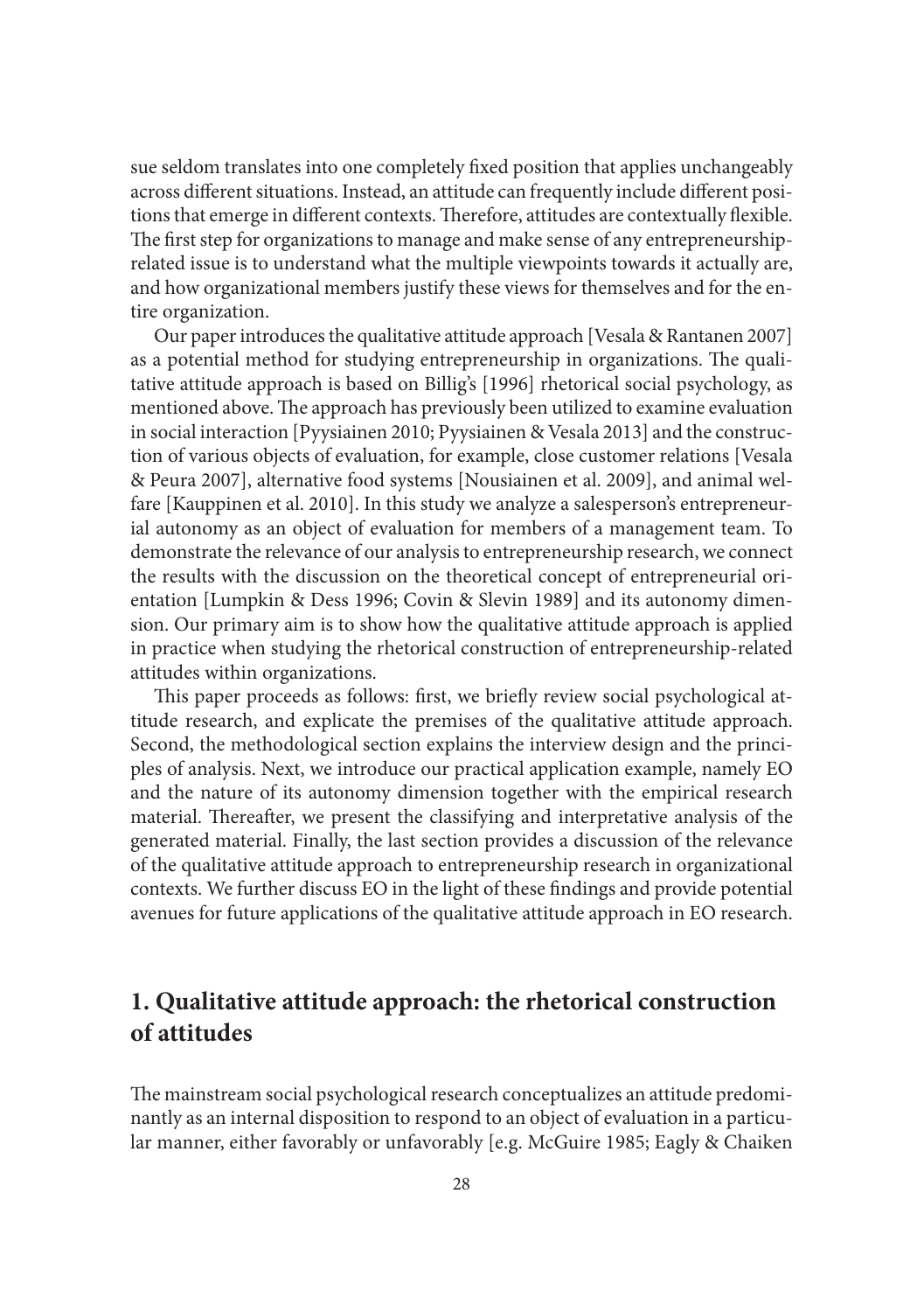sue seldom translates into one completely fixed position that applies unchangeably across different situations. Instead, an attitude can frequently include different positions that emerge in different contexts. Therefore, attitudes are contextually flexible. The first step for organizations to manage and make sense of any entrepreneurship-related issue is to understand what the multiple viewpoints towards it actually are, and how organizational members justify these views for themselves and for the entire organization.

Our paper introduces the qualitative attitude approach [Vesala & Rantanen 2007] as a potential method for studying entrepreneurship in organizations. The qualitative attitude approach is based on Billig's [1996] rhetorical social psychology, as mentioned above. The approach has previously been utilized to examine evaluation in social interaction [Pyysiainen 2010; Pyysiainen & Vesala 2013] and the construction of various objects of evaluation, for example, close customer relations [Vesala & Peura 2007], alternative food systems [Nousiainen et al. 2009], and animal welfare [Kauppinen et al. 2010]. In this study we analyze a salesperson's entrepreneurial autonomy as an object of evaluation for members of a management team. To demonstrate the relevance of our analysis to entrepreneurship research, we connect the results with the discussion on the theoretical concept of entrepreneurial orientation [Lumpkin & Dess 1996; Covin & Slevin 1989] and its autonomy dimension. Our primary aim is to show how the qualitative attitude approach is applied in practice when studying the rhetorical construction of entrepreneurship-related attitudes within organizations.

This paper proceeds as follows: first, we briefly review social psychological attitude research, and explicate the premises of the qualitative attitude approach. Second, the methodological section explains the interview design and the principles of analysis. Next, we introduce our practical application example, namely EO and the nature of its autonomy dimension together with the empirical research material. Thereafter, we present the classifying and interpretative analysis of the generated material. Finally, the last section provides a discussion of the relevance of the qualitative attitude approach to entrepreneurship research in organizational contexts. We further discuss EO in the light of these findings and provide potential avenues for future applications of the qualitative attitude approach in EO research.

## 1. Qualitative attitude approach: the rhetorical construction of attitudes

The mainstream social psychological research conceptualizes an attitude predominantly as an internal disposition to respond to an object of evaluation in a particular manner, either favorably or unfavorably [e.g. McGuire 1985; Eagly & Chaiken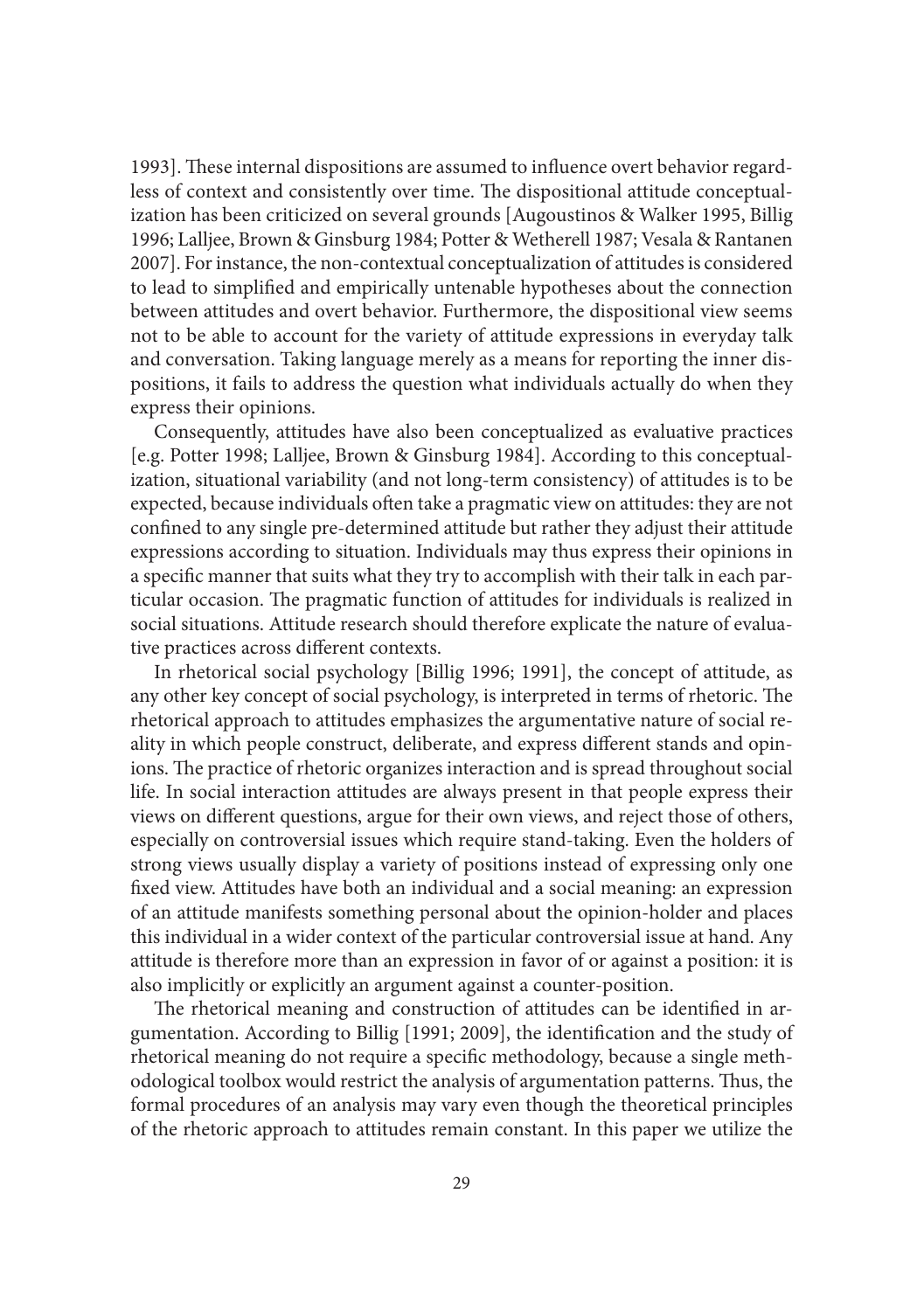1993]. These internal dispositions are assumed to influence overt behavior regardless of context and consistently over time. The dispositional attitude conceptualization has been criticized on several grounds [Augoustinos & Walker 1995, Billig 1996; Lalljee, Brown & Ginsburg 1984; Potter & Wetherell 1987; Vesala & Rantanen 2007]. For instance, the non-contextual conceptualization of attitudes is considered to lead to simplified and empirically untenable hypotheses about the connection between attitudes and overt behavior. Furthermore, the dispositional view seems not to be able to account for the variety of attitude expressions in everyday talk and conversation. Taking language merely as a means for reporting the inner dispositions, it fails to address the question what individuals actually do when they express their opinions.

Consequently, attitudes have also been conceptualized as evaluative practices [e.g. Potter 1998; Lalljee, Brown & Ginsburg 1984]. According to this conceptualization, situational variability (and not long-term consistency) of attitudes is to be expected, because individuals often take a pragmatic view on attitudes: they are not confined to any single pre-determined attitude but rather they adjust their attitude expressions according to situation. Individuals may thus express their opinions in a specific manner that suits what they try to accomplish with their talk in each particular occasion. The pragmatic function of attitudes for individuals is realized in social situations. Attitude research should therefore explicate the nature of evaluative practices across different contexts.

In rhetorical social psychology [Billig 1996; 1991], the concept of attitude, as any other key concept of social psychology, is interpreted in terms of rhetoric. The rhetorical approach to attitudes emphasizes the argumentative nature of social reality in which people construct, deliberate, and express different stands and opinions. The practice of rhetoric organizes interaction and is spread throughout social life. In social interaction attitudes are always present in that people express their views on different questions, argue for their own views, and reject those of others, especially on controversial issues which require stand-taking. Even the holders of strong views usually display a variety of positions instead of expressing only one fixed view. Attitudes have both an individual and a social meaning: an expression of an attitude manifests something personal about the opinion-holder and places this individual in a wider context of the particular controversial issue at hand. Any attitude is therefore more than an expression in favor of or against a position: it is also implicitly or explicitly an argument against a counter-position.

The rhetorical meaning and construction of attitudes can be identified in argumentation. According to Billig [1991; 2009], the identification and the study of rhetorical meaning do not require a specific methodology, because a single methodological toolbox would restrict the analysis of argumentation patterns. Thus, the formal procedures of an analysis may vary even though the theoretical principles of the rhetoric approach to attitudes remain constant. In this paper we utilize the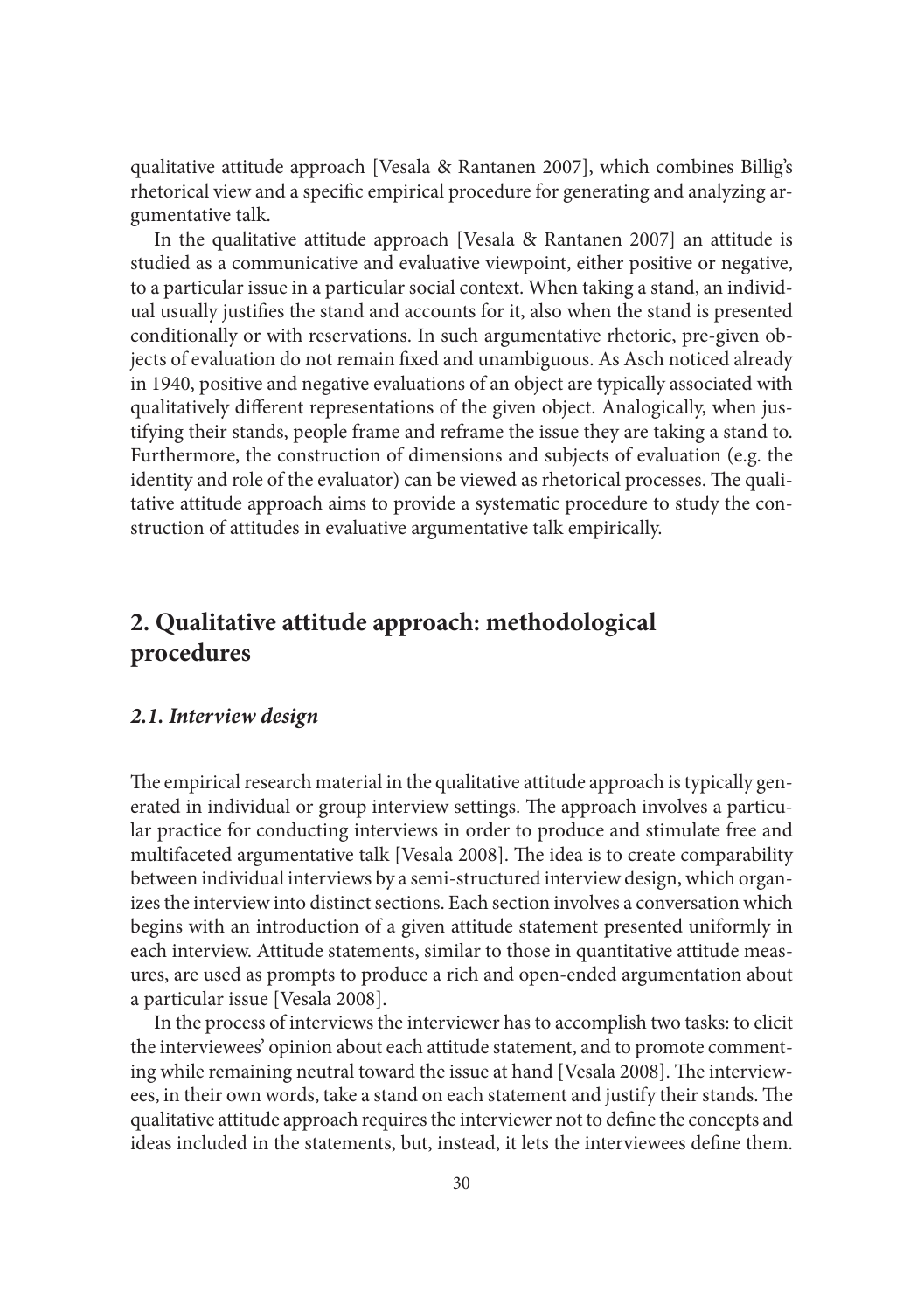qualitative attitude approach [Vesala & Rantanen 2007], which combines Billig's rhetorical view and a specific empirical procedure for generating and analyzing argumentative talk.

In the qualitative attitude approach [Vesala & Rantanen 2007] an attitude is studied as a communicative and evaluative viewpoint, either positive or negative, to a particular issue in a particular social context. When taking a stand, an individual usually justifies the stand and accounts for it, also when the stand is presented conditionally or with reservations. In such argumentative rhetoric, pre-given objects of evaluation do not remain fixed and unambiguous. As Asch noticed already in 1940, positive and negative evaluations of an object are typically associated with qualitatively different representations of the given object. Analogically, when justifying their stands, people frame and reframe the issue they are taking a stand to. Furthermore, the construction of dimensions and subjects of evaluation (e.g. the identity and role of the evaluator) can be viewed as rhetorical processes. The qualitative attitude approach aims to provide a systematic procedure to study the construction of attitudes in evaluative argumentative talk empirically.

## 2. Qualitative attitude approach: methodological procedures

### *2.1. Interview design*

The empirical research material in the qualitative attitude approach is typically generated in individual or group interview settings. The approach involves a particular practice for conducting interviews in order to produce and stimulate free and multifaceted argumentative talk [Vesala 2008]. The idea is to create comparability between individual interviews by a semi-structured interview design, which organizes the interview into distinct sections. Each section involves a conversation which begins with an introduction of a given attitude statement presented uniformly in each interview. Attitude statements, similar to those in quantitative attitude measures, are used as prompts to produce a rich and open-ended argumentation about a particular issue [Vesala 2008].

In the process of interviews the interviewer has to accomplish two tasks: to elicit the interviewees' opinion about each attitude statement, and to promote commenting while remaining neutral toward the issue at hand [Vesala 2008]. The interviewees, in their own words, take a stand on each statement and justify their stands. The qualitative attitude approach requires the interviewer not to define the concepts and ideas included in the statements, but, instead, it lets the interviewees define them.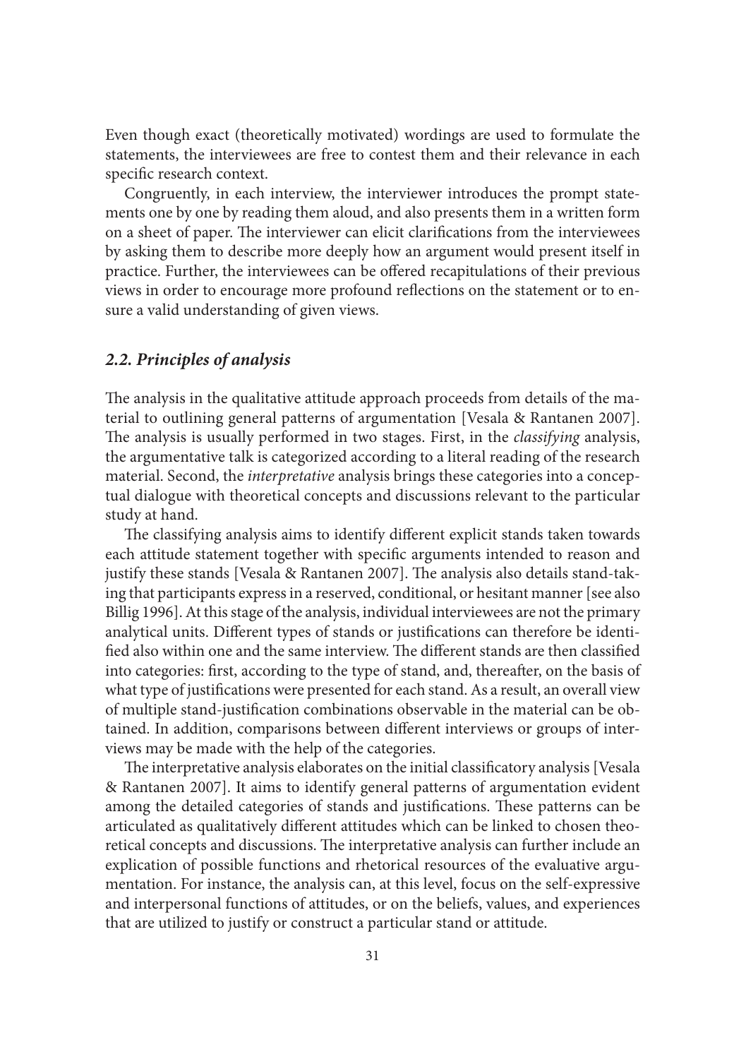Even though exact (theoretically motivated) wordings are used to formulate the statements, the interviewees are free to contest them and their relevance in each specific research context.

Congruently, in each interview, the interviewer introduces the prompt statements one by one by reading them aloud, and also presents them in a written form on a sheet of paper. The interviewer can elicit clarifications from the interviewees by asking them to describe more deeply how an argument would present itself in practice. Further, the interviewees can be offered recapitulations of their previous views in order to encourage more profound reflections on the statement or to ensure a valid understanding of given views.

### *2.2. Principles of analysis*

The analysis in the qualitative attitude approach proceeds from details of the material to outlining general patterns of argumentation [Vesala & Rantanen 2007]. The analysis is usually performed in two stages. First, in the *classifying* analysis, the argumentative talk is categorized according to a literal reading of the research material. Second, the *interpretative* analysis brings these categories into a conceptual dialogue with theoretical concepts and discussions relevant to the particular study at hand.

The classifying analysis aims to identify different explicit stands taken towards each attitude statement together with specific arguments intended to reason and justify these stands [Vesala & Rantanen 2007]. The analysis also details stand-taking that participants express in a reserved, conditional, or hesitant manner [see also Billig 1996]. At this stage of the analysis, individual interviewees are not the primary analytical units. Different types of stands or justifications can therefore be identified also within one and the same interview. The different stands are then classified into categories: first, according to the type of stand, and, thereafter, on the basis of what type of justifications were presented for each stand. As a result, an overall view of multiple stand-justification combinations observable in the material can be obtained. In addition, comparisons between different interviews or groups of interviews may be made with the help of the categories.

The interpretative analysis elaborates on the initial classificatory analysis [Vesala & Rantanen 2007]. It aims to identify general patterns of argumentation evident among the detailed categories of stands and justifications. These patterns can be articulated as qualitatively different attitudes which can be linked to chosen theoretical concepts and discussions. The interpretative analysis can further include an explication of possible functions and rhetorical resources of the evaluative argumentation. For instance, the analysis can, at this level, focus on the self-expressive and interpersonal functions of attitudes, or on the beliefs, values, and experiences that are utilized to justify or construct a particular stand or attitude.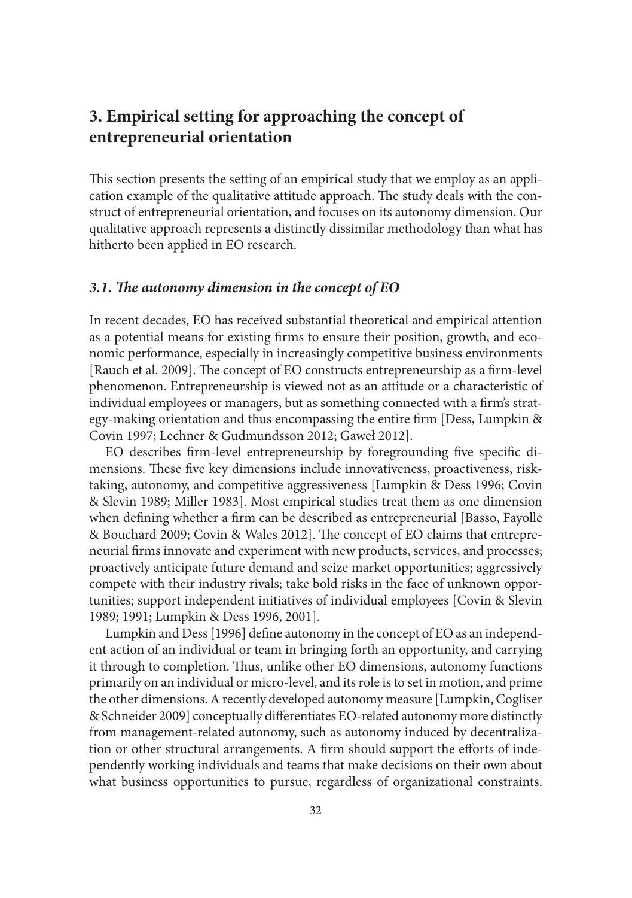## 3. Empirical setting for approaching the concept of entrepreneurial orientation

This section presents the setting of an empirical study that we employ as an application example of the qualitative attitude approach. The study deals with the construct of entrepreneurial orientation, and focuses on its autonomy dimension. Our qualitative approach represents a distinctly dissimilar methodology than what has hitherto been applied in EO research.

### *3.1. The autonomy dimension in the concept of EO*

In recent decades, EO has received substantial theoretical and empirical attention as a potential means for existing firms to ensure their position, growth, and economic performance, especially in increasingly competitive business environments [Rauch et al. 2009]. The concept of EO constructs entrepreneurship as a firm-level phenomenon. Entrepreneurship is viewed not as an attitude or a characteristic of individual employees or managers, but as something connected with a firm's strategy-making orientation and thus encompassing the entire firm [Dess, Lumpkin & Covin 1997; Lechner & Gudmundsson 2012; Gaweł 2012].

EO describes firm-level entrepreneurship by foregrounding five specific dimensions. These five key dimensions include innovativeness, proactiveness, risk-taking, autonomy, and competitive aggressiveness [Lumpkin & Dess 1996; Covin & Slevin 1989; Miller 1983]. Most empirical studies treat them as one dimension when defining whether a firm can be described as entrepreneurial [Basso, Fayolle & Bouchard 2009; Covin & Wales 2012]. The concept of EO claims that entrepreneurial firms innovate and experiment with new products, services, and processes; proactively anticipate future demand and seize market opportunities; aggressively compete with their industry rivals; take bold risks in the face of unknown opportunities; support independent initiatives of individual employees [Covin & Slevin 1989; 1991; Lumpkin & Dess 1996, 2001].

Lumpkin and Dess [1996] define autonomy in the concept of EO as an independent action of an individual or team in bringing forth an opportunity, and carrying it through to completion. Thus, unlike other EO dimensions, autonomy functions primarily on an individual or micro-level, and its role is to set in motion, and prime the other dimensions. A recently developed autonomy measure [Lumpkin, Cogliser & Schneider 2009] conceptually differentiates EO-related autonomy more distinctly from management-related autonomy, such as autonomy induced by decentralization or other structural arrangements. A firm should support the efforts of independently working individuals and teams that make decisions on their own about what business opportunities to pursue, regardless of organizational constraints.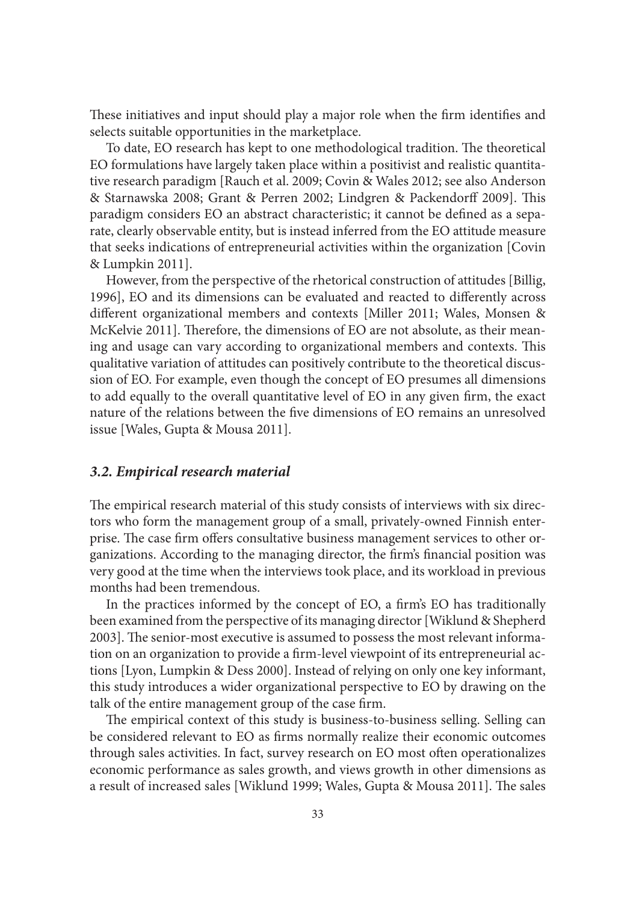These initiatives and input should play a major role when the firm identifies and selects suitable opportunities in the marketplace.

To date, EO research has kept to one methodological tradition. The theoretical EO formulations have largely taken place within a positivist and realistic quantitative research paradigm [Rauch et al. 2009; Covin & Wales 2012; see also Anderson & Starnawska 2008; Grant & Perren 2002; Lindgren & Packendorff 2009]. This paradigm considers EO an abstract characteristic; it cannot be defined as a separate, clearly observable entity, but is instead inferred from the EO attitude measure that seeks indications of entrepreneurial activities within the organization [Covin & Lumpkin 2011].

However, from the perspective of the rhetorical construction of attitudes [Billig, 1996], EO and its dimensions can be evaluated and reacted to differently across different organizational members and contexts [Miller 2011; Wales, Monsen & McKelvie 2011]. Therefore, the dimensions of EO are not absolute, as their meaning and usage can vary according to organizational members and contexts. This qualitative variation of attitudes can positively contribute to the theoretical discussion of EO. For example, even though the concept of EO presumes all dimensions to add equally to the overall quantitative level of EO in any given firm, the exact nature of the relations between the five dimensions of EO remains an unresolved issue [Wales, Gupta & Mousa 2011].

### *3.2. Empirical research material*

The empirical research material of this study consists of interviews with six directors who form the management group of a small, privately-owned Finnish enterprise. The case firm offers consultative business management services to other organizations. According to the managing director, the firm's financial position was very good at the time when the interviews took place, and its workload in previous months had been tremendous.

In the practices informed by the concept of EO, a firm's EO has traditionally been examined from the perspective of its managing director [Wiklund & Shepherd 2003]. The senior-most executive is assumed to possess the most relevant information on an organization to provide a firm-level viewpoint of its entrepreneurial actions [Lyon, Lumpkin & Dess 2000]. Instead of relying on only one key informant, this study introduces a wider organizational perspective to EO by drawing on the talk of the entire management group of the case firm.

The empirical context of this study is business-to-business selling. Selling can be considered relevant to EO as firms normally realize their economic outcomes through sales activities. In fact, survey research on EO most often operationalizes economic performance as sales growth, and views growth in other dimensions as a result of increased sales [Wiklund 1999; Wales, Gupta & Mousa 2011]. The sales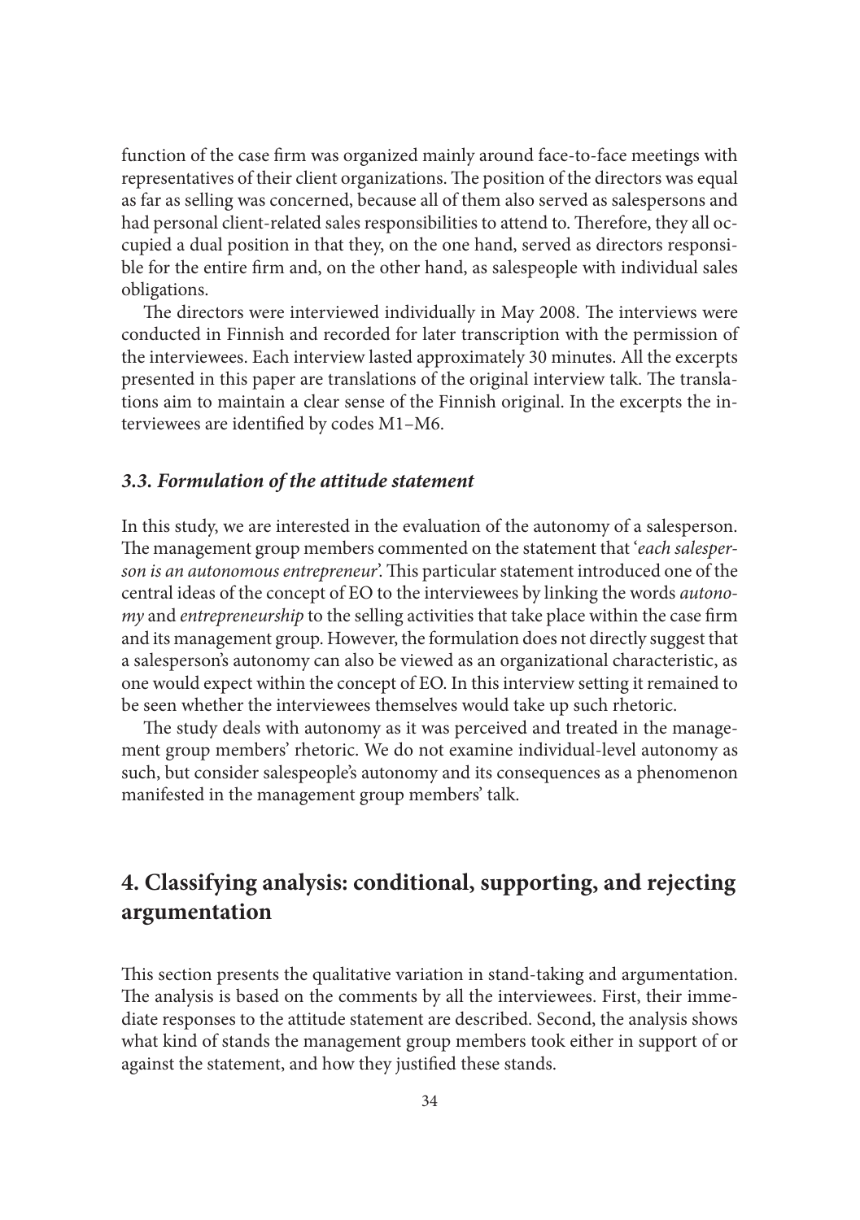function of the case firm was organized mainly around face-to-face meetings with representatives of their client organizations. The position of the directors was equal as far as selling was concerned, because all of them also served as salespersons and had personal client-related sales responsibilities to attend to. Therefore, they all occupied a dual position in that they, on the one hand, served as directors responsible for the entire firm and, on the other hand, as salespeople with individual sales obligations.

The directors were interviewed individually in May 2008. The interviews were conducted in Finnish and recorded for later transcription with the permission of the interviewees. Each interview lasted approximately 30 minutes. All the excerpts presented in this paper are translations of the original interview talk. The translations aim to maintain a clear sense of the Finnish original. In the excerpts the interviewees are identified by codes M1–M6.

### *3.3. Formulation of the attitude statement*

In this study, we are interested in the evaluation of the autonomy of a salesperson. The management group members commented on the statement that '*each salesperson is an autonomous entrepreneur*'. This particular statement introduced one of the central ideas of the concept of EO to the interviewees by linking the words *autonomy* and *entrepreneurship* to the selling activities that take place within the case firm and its management group. However, the formulation does not directly suggest that a salesperson's autonomy can also be viewed as an organizational characteristic, as one would expect within the concept of EO. In this interview setting it remained to be seen whether the interviewees themselves would take up such rhetoric.

The study deals with autonomy as it was perceived and treated in the management group members' rhetoric. We do not examine individual-level autonomy as such, but consider salespeople's autonomy and its consequences as a phenomenon manifested in the management group members' talk.

## 4. Classifying analysis: conditional, supporting, and rejecting argumentation

This section presents the qualitative variation in stand-taking and argumentation. The analysis is based on the comments by all the interviewees. First, their immediate responses to the attitude statement are described. Second, the analysis shows what kind of stands the management group members took either in support of or against the statement, and how they justified these stands.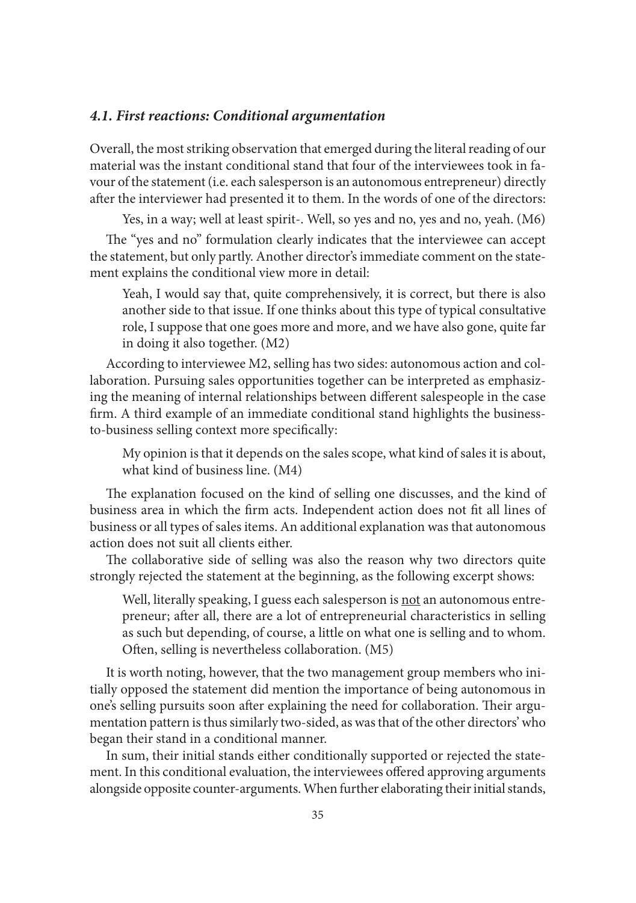### *4.1. First reactions: Conditional argumentation*

Overall, the most striking observation that emerged during the literal reading of our material was the instant conditional stand that four of the interviewees took in favour of the statement (i.e. each salesperson is an autonomous entrepreneur) directly after the interviewer had presented it to them. In the words of one of the directors:

> Yes, in a way; well at least spirit-. Well, so yes and no, yes and no, yeah. (M6)

The "yes and no" formulation clearly indicates that the interviewee can accept the statement, but only partly. Another director's immediate comment on the statement explains the conditional view more in detail:

> Yeah, I would say that, quite comprehensively, it is correct, but there is also another side to that issue. If one thinks about this type of typical consultative role, I suppose that one goes more and more, and we have also gone, quite far in doing it also together. (M2)

According to interviewee M2, selling has two sides: autonomous action and collaboration. Pursuing sales opportunities together can be interpreted as emphasizing the meaning of internal relationships between different salespeople in the case firm. A third example of an immediate conditional stand highlights the business-to-business selling context more specifically:

> My opinion is that it depends on the sales scope, what kind of sales it is about, what kind of business line. (M4)

The explanation focused on the kind of selling one discusses, and the kind of business area in which the firm acts. Independent action does not fit all lines of business or all types of sales items. An additional explanation was that autonomous action does not suit all clients either.

The collaborative side of selling was also the reason why two directors quite strongly rejected the statement at the beginning, as the following excerpt shows:

> Well, literally speaking, I guess each salesperson is <u>not</u> an autonomous entrepreneur; after all, there are a lot of entrepreneurial characteristics in selling as such but depending, of course, a little on what one is selling and to whom. Often, selling is nevertheless collaboration. (M5)

It is worth noting, however, that the two management group members who initially opposed the statement did mention the importance of being autonomous in one's selling pursuits soon after explaining the need for collaboration. Their argumentation pattern is thus similarly two-sided, as was that of the other directors' who began their stand in a conditional manner.

In sum, their initial stands either conditionally supported or rejected the statement. In this conditional evaluation, the interviewees offered approving arguments alongside opposite counter-arguments. When further elaborating their initial stands,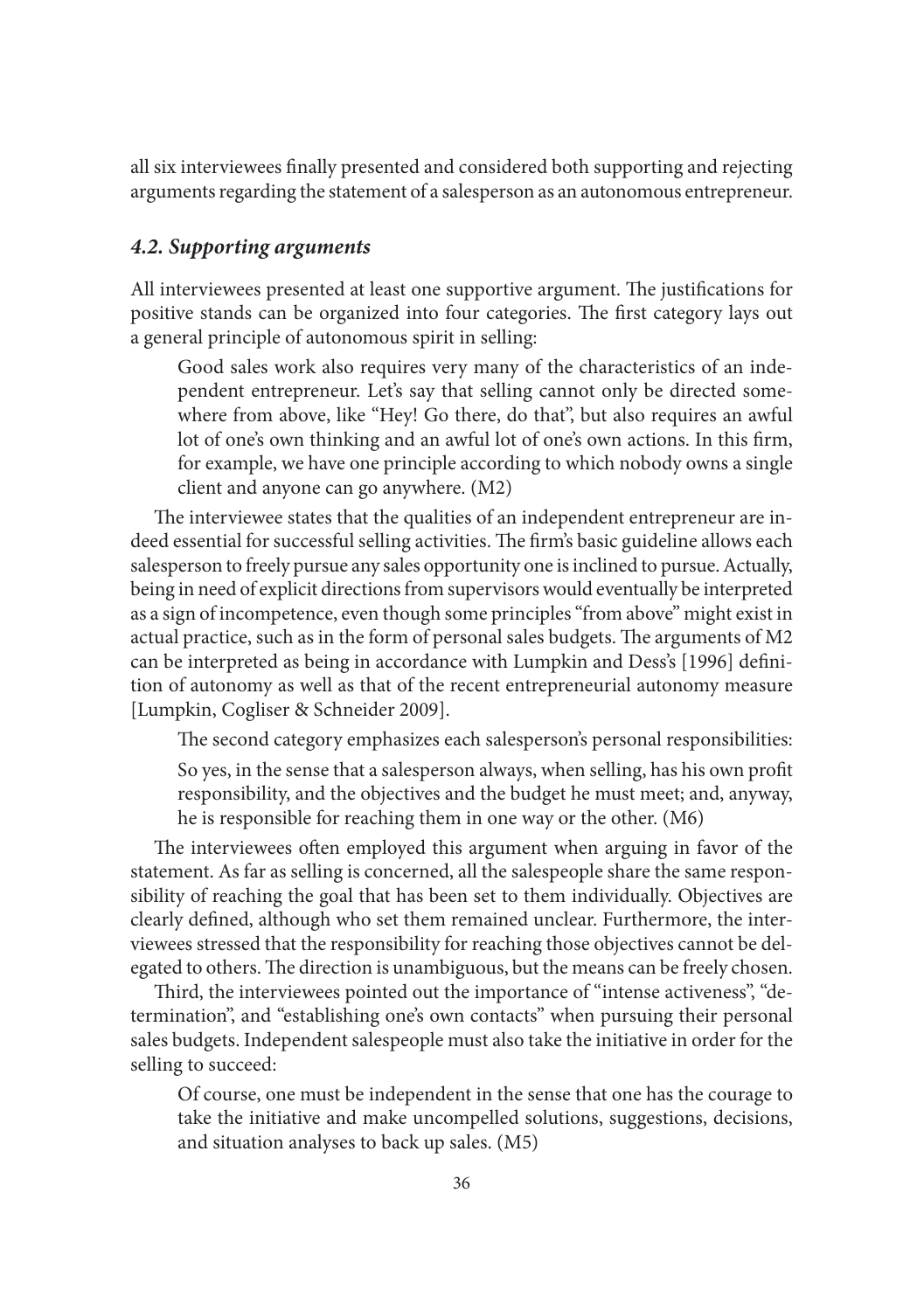all six interviewees finally presented and considered both supporting and rejecting arguments regarding the statement of a salesperson as an autonomous entrepreneur.

### *4.2. Supporting arguments*

All interviewees presented at least one supportive argument. The justifications for positive stands can be organized into four categories. The first category lays out a general principle of autonomous spirit in selling:

> Good sales work also requires very many of the characteristics of an independent entrepreneur. Let's say that selling cannot only be directed somewhere from above, like "Hey! Go there, do that", but also requires an awful lot of one's own thinking and an awful lot of one's own actions. In this firm, for example, we have one principle according to which nobody owns a single client and anyone can go anywhere. (M2)

The interviewee states that the qualities of an independent entrepreneur are indeed essential for successful selling activities. The firm's basic guideline allows each salesperson to freely pursue any sales opportunity one is inclined to pursue. Actually, being in need of explicit directions from supervisors would eventually be interpreted as a sign of incompetence, even though some principles "from above" might exist in actual practice, such as in the form of personal sales budgets. The arguments of M2 can be interpreted as being in accordance with Lumpkin and Dess's [1996] definition of autonomy as well as that of the recent entrepreneurial autonomy measure [Lumpkin, Cogliser & Schneider 2009].

The second category emphasizes each salesperson's personal responsibilities:

> So yes, in the sense that a salesperson always, when selling, has his own profit responsibility, and the objectives and the budget he must meet; and, anyway, he is responsible for reaching them in one way or the other. (M6)

The interviewees often employed this argument when arguing in favor of the statement. As far as selling is concerned, all the salespeople share the same responsibility of reaching the goal that has been set to them individually. Objectives are clearly defined, although who set them remained unclear. Furthermore, the interviewees stressed that the responsibility for reaching those objectives cannot be delegated to others. The direction is unambiguous, but the means can be freely chosen.

Third, the interviewees pointed out the importance of "intense activeness", "determination", and "establishing one's own contacts" when pursuing their personal sales budgets. Independent salespeople must also take the initiative in order for the selling to succeed:

> Of course, one must be independent in the sense that one has the courage to take the initiative and make uncompelled solutions, suggestions, decisions, and situation analyses to back up sales. (M5)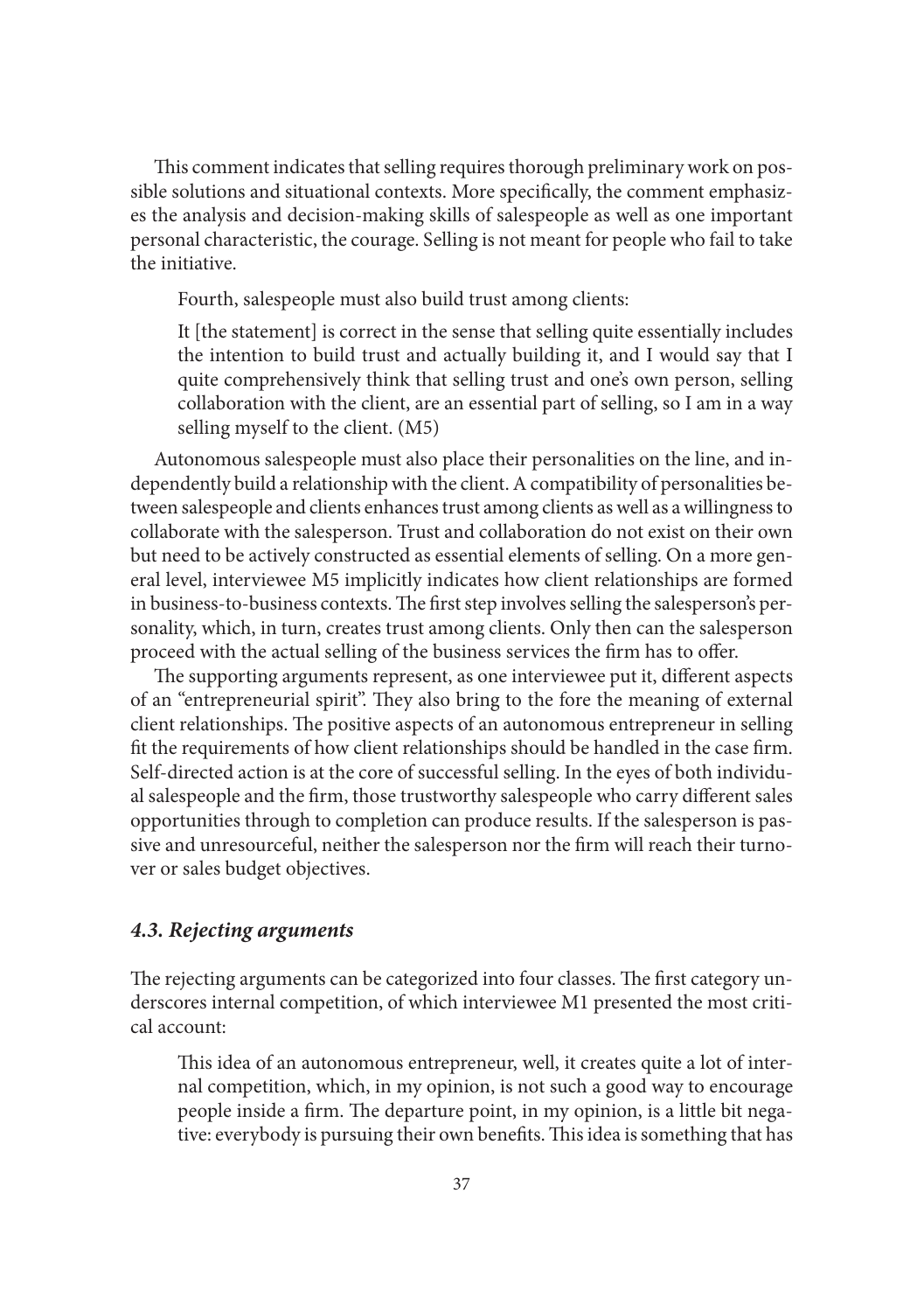This comment indicates that selling requires thorough preliminary work on possible solutions and situational contexts. More specifically, the comment emphasizes the analysis and decision-making skills of salespeople as well as one important personal characteristic, the courage. Selling is not meant for people who fail to take the initiative.

Fourth, salespeople must also build trust among clients:

> It [the statement] is correct in the sense that selling quite essentially includes the intention to build trust and actually building it, and I would say that I quite comprehensively think that selling trust and one's own person, selling collaboration with the client, are an essential part of selling, so I am in a way selling myself to the client. (M5)

Autonomous salespeople must also place their personalities on the line, and independently build a relationship with the client. A compatibility of personalities between salespeople and clients enhances trust among clients as well as a willingness to collaborate with the salesperson. Trust and collaboration do not exist on their own but need to be actively constructed as essential elements of selling. On a more general level, interviewee M5 implicitly indicates how client relationships are formed in business-to-business contexts. The first step involves selling the salesperson's personality, which, in turn, creates trust among clients. Only then can the salesperson proceed with the actual selling of the business services the firm has to offer.

The supporting arguments represent, as one interviewee put it, different aspects of an "entrepreneurial spirit". They also bring to the fore the meaning of external client relationships. The positive aspects of an autonomous entrepreneur in selling fit the requirements of how client relationships should be handled in the case firm. Self-directed action is at the core of successful selling. In the eyes of both individual salespeople and the firm, those trustworthy salespeople who carry different sales opportunities through to completion can produce results. If the salesperson is passive and unresourceful, neither the salesperson nor the firm will reach their turnover or sales budget objectives.

### *4.3. Rejecting arguments*

The rejecting arguments can be categorized into four classes. The first category underscores internal competition, of which interviewee M1 presented the most critical account:

> This idea of an autonomous entrepreneur, well, it creates quite a lot of internal competition, which, in my opinion, is not such a good way to encourage people inside a firm. The departure point, in my opinion, is a little bit negative: everybody is pursuing their own benefits. This idea is something that has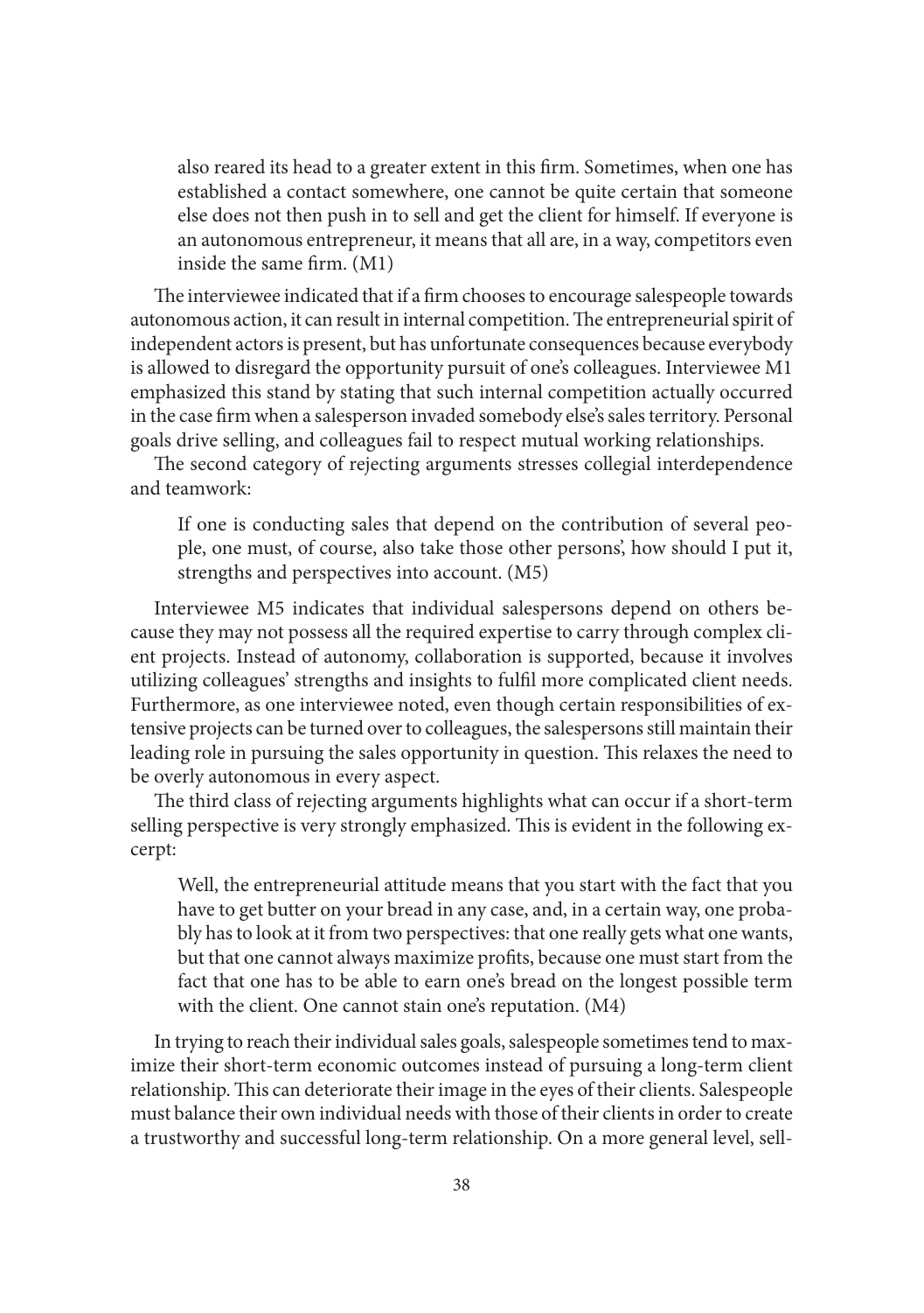> also reared its head to a greater extent in this firm. Sometimes, when one has established a contact somewhere, one cannot be quite certain that someone else does not then push in to sell and get the client for himself. If everyone is an autonomous entrepreneur, it means that all are, in a way, competitors even inside the same firm. (M1)

The interviewee indicated that if a firm chooses to encourage salespeople towards autonomous action, it can result in internal competition. The entrepreneurial spirit of independent actors is present, but has unfortunate consequences because everybody is allowed to disregard the opportunity pursuit of one's colleagues. Interviewee M1 emphasized this stand by stating that such internal competition actually occurred in the case firm when a salesperson invaded somebody else's sales territory. Personal goals drive selling, and colleagues fail to respect mutual working relationships.

The second category of rejecting arguments stresses collegial interdependence and teamwork:

> If one is conducting sales that depend on the contribution of several people, one must, of course, also take those other persons', how should I put it, strengths and perspectives into account. (M5)

Interviewee M5 indicates that individual salespersons depend on others because they may not possess all the required expertise to carry through complex client projects. Instead of autonomy, collaboration is supported, because it involves utilizing colleagues' strengths and insights to fulfil more complicated client needs. Furthermore, as one interviewee noted, even though certain responsibilities of extensive projects can be turned over to colleagues, the salespersons still maintain their leading role in pursuing the sales opportunity in question. This relaxes the need to be overly autonomous in every aspect.

The third class of rejecting arguments highlights what can occur if a short-term selling perspective is very strongly emphasized. This is evident in the following excerpt:

> Well, the entrepreneurial attitude means that you start with the fact that you have to get butter on your bread in any case, and, in a certain way, one probably has to look at it from two perspectives: that one really gets what one wants, but that one cannot always maximize profits, because one must start from the fact that one has to be able to earn one's bread on the longest possible term with the client. One cannot stain one's reputation. (M4)

In trying to reach their individual sales goals, salespeople sometimes tend to maximize their short-term economic outcomes instead of pursuing a long-term client relationship. This can deteriorate their image in the eyes of their clients. Salespeople must balance their own individual needs with those of their clients in order to create a trustworthy and successful long-term relationship. On a more general level, sell-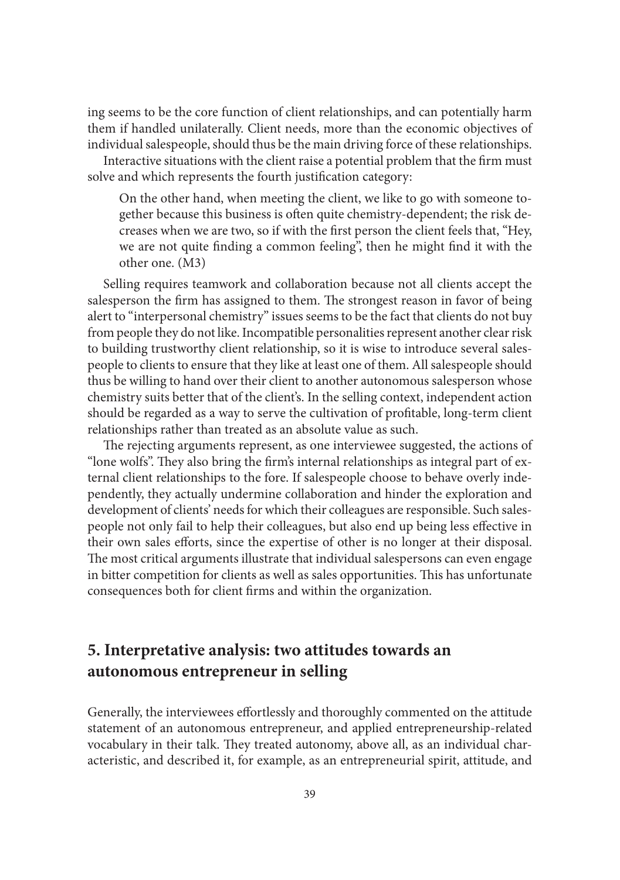ing seems to be the core function of client relationships, and can potentially harm them if handled unilaterally. Client needs, more than the economic objectives of individual salespeople, should thus be the main driving force of these relationships.

Interactive situations with the client raise a potential problem that the firm must solve and which represents the fourth justification category:

> On the other hand, when meeting the client, we like to go with someone together because this business is often quite chemistry-dependent; the risk decreases when we are two, so if with the first person the client feels that, "Hey, we are not quite finding a common feeling", then he might find it with the other one. (M3)

Selling requires teamwork and collaboration because not all clients accept the salesperson the firm has assigned to them. The strongest reason in favor of being alert to "interpersonal chemistry" issues seems to be the fact that clients do not buy from people they do not like. Incompatible personalities represent another clear risk to building trustworthy client relationship, so it is wise to introduce several salespeople to clients to ensure that they like at least one of them. All salespeople should thus be willing to hand over their client to another autonomous salesperson whose chemistry suits better that of the client's. In the selling context, independent action should be regarded as a way to serve the cultivation of profitable, long-term client relationships rather than treated as an absolute value as such.

The rejecting arguments represent, as one interviewee suggested, the actions of "lone wolfs". They also bring the firm's internal relationships as integral part of external client relationships to the fore. If salespeople choose to behave overly independently, they actually undermine collaboration and hinder the exploration and development of clients' needs for which their colleagues are responsible. Such salespeople not only fail to help their colleagues, but also end up being less effective in their own sales efforts, since the expertise of other is no longer at their disposal. The most critical arguments illustrate that individual salespersons can even engage in bitter competition for clients as well as sales opportunities. This has unfortunate consequences both for client firms and within the organization.

## 5. Interpretative analysis: two attitudes towards an autonomous entrepreneur in selling

Generally, the interviewees effortlessly and thoroughly commented on the attitude statement of an autonomous entrepreneur, and applied entrepreneurship-related vocabulary in their talk. They treated autonomy, above all, as an individual characteristic, and described it, for example, as an entrepreneurial spirit, attitude, and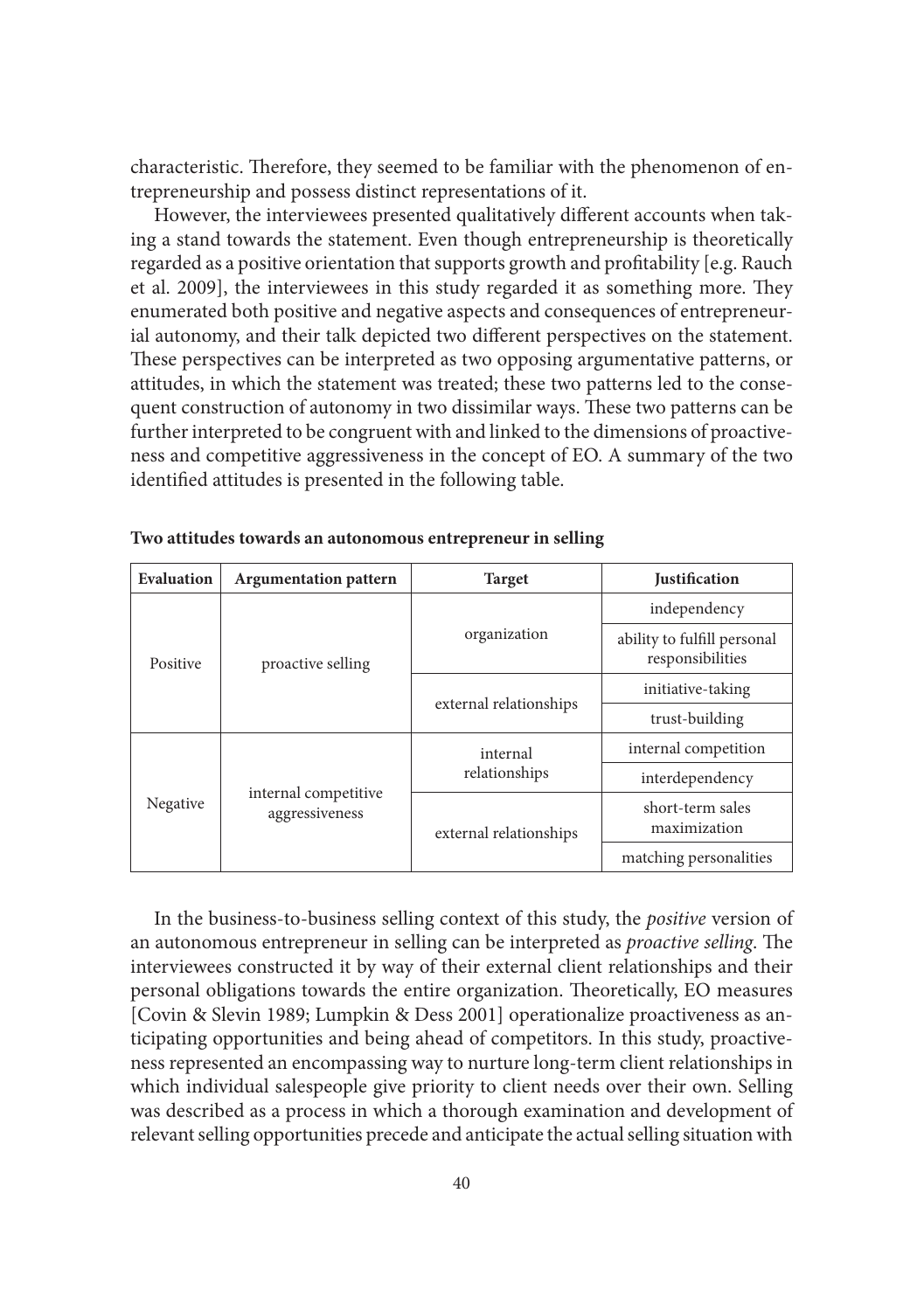characteristic. Therefore, they seemed to be familiar with the phenomenon of entrepreneurship and possess distinct representations of it.

However, the interviewees presented qualitatively different accounts when taking a stand towards the statement. Even though entrepreneurship is theoretically regarded as a positive orientation that supports growth and profitability [e.g. Rauch et al. 2009], the interviewees in this study regarded it as something more. They enumerated both positive and negative aspects and consequences of entrepreneurial autonomy, and their talk depicted two different perspectives on the statement. These perspectives can be interpreted as two opposing argumentative patterns, or attitudes, in which the statement was treated; these two patterns led to the consequent construction of autonomy in two dissimilar ways. These two patterns can be further interpreted to be congruent with and linked to the dimensions of proactiveness and competitive aggressiveness in the concept of EO. A summary of the two identified attitudes is presented in the following table.

**Two attitudes towards an autonomous entrepreneur in selling**

| Evaluation | Argumentation pattern | Target | Justification |
|---|---|---|---|
| Positive | proactive selling | organization | independency |
| | | | ability to fulfill personal responsibilities |
| | | external relationships | initiative-taking |
| | | | trust-building |
| Negative | internal competitive aggressiveness | internal relationships | internal competition |
| | | | interdependency |
| | | external relationships | short-term sales maximization |
| | | | matching personalities |

In the business-to-business selling context of this study, the *positive* version of an autonomous entrepreneur in selling can be interpreted as *proactive selling*. The interviewees constructed it by way of their external client relationships and their personal obligations towards the entire organization. Theoretically, EO measures [Covin & Slevin 1989; Lumpkin & Dess 2001] operationalize proactiveness as anticipating opportunities and being ahead of competitors. In this study, proactiveness represented an encompassing way to nurture long-term client relationships in which individual salespeople give priority to client needs over their own. Selling was described as a process in which a thorough examination and development of relevant selling opportunities precede and anticipate the actual selling situation with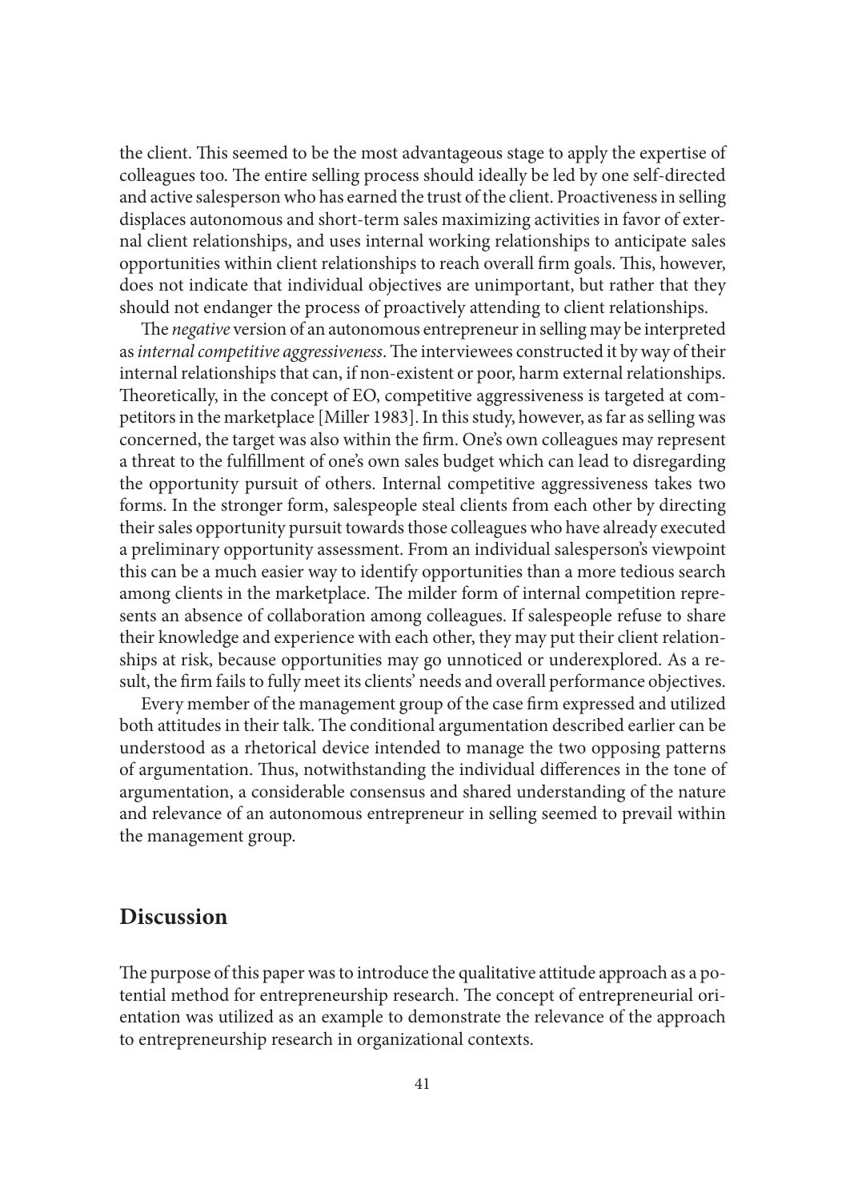the client. This seemed to be the most advantageous stage to apply the expertise of colleagues too. The entire selling process should ideally be led by one self-directed and active salesperson who has earned the trust of the client. Proactiveness in selling displaces autonomous and short-term sales maximizing activities in favor of external client relationships, and uses internal working relationships to anticipate sales opportunities within client relationships to reach overall firm goals. This, however, does not indicate that individual objectives are unimportant, but rather that they should not endanger the process of proactively attending to client relationships.

The *negative* version of an autonomous entrepreneur in selling may be interpreted as *internal competitive aggressiveness*. The interviewees constructed it by way of their internal relationships that can, if non-existent or poor, harm external relationships. Theoretically, in the concept of EO, competitive aggressiveness is targeted at competitors in the marketplace [Miller 1983]. In this study, however, as far as selling was concerned, the target was also within the firm. One's own colleagues may represent a threat to the fulfillment of one's own sales budget which can lead to disregarding the opportunity pursuit of others. Internal competitive aggressiveness takes two forms. In the stronger form, salespeople steal clients from each other by directing their sales opportunity pursuit towards those colleagues who have already executed a preliminary opportunity assessment. From an individual salesperson's viewpoint this can be a much easier way to identify opportunities than a more tedious search among clients in the marketplace. The milder form of internal competition represents an absence of collaboration among colleagues. If salespeople refuse to share their knowledge and experience with each other, they may put their client relationships at risk, because opportunities may go unnoticed or underexplored. As a result, the firm fails to fully meet its clients' needs and overall performance objectives.

Every member of the management group of the case firm expressed and utilized both attitudes in their talk. The conditional argumentation described earlier can be understood as a rhetorical device intended to manage the two opposing patterns of argumentation. Thus, notwithstanding the individual differences in the tone of argumentation, a considerable consensus and shared understanding of the nature and relevance of an autonomous entrepreneur in selling seemed to prevail within the management group.

## Discussion

The purpose of this paper was to introduce the qualitative attitude approach as a potential method for entrepreneurship research. The concept of entrepreneurial orientation was utilized as an example to demonstrate the relevance of the approach to entrepreneurship research in organizational contexts.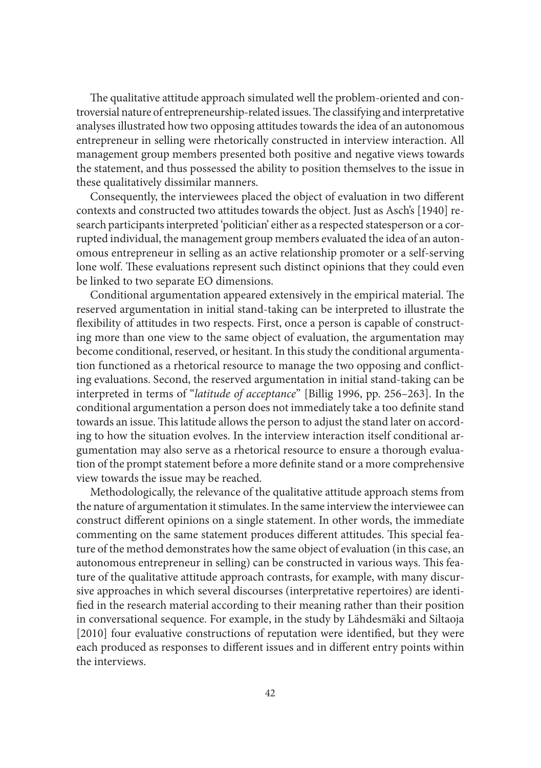The qualitative attitude approach simulated well the problem-oriented and controversial nature of entrepreneurship-related issues. The classifying and interpretative analyses illustrated how two opposing attitudes towards the idea of an autonomous entrepreneur in selling were rhetorically constructed in interview interaction. All management group members presented both positive and negative views towards the statement, and thus possessed the ability to position themselves to the issue in these qualitatively dissimilar manners.

Consequently, the interviewees placed the object of evaluation in two different contexts and constructed two attitudes towards the object. Just as Asch's [1940] research participants interpreted 'politician' either as a respected statesperson or a corrupted individual, the management group members evaluated the idea of an autonomous entrepreneur in selling as an active relationship promoter or a self-serving lone wolf. These evaluations represent such distinct opinions that they could even be linked to two separate EO dimensions.

Conditional argumentation appeared extensively in the empirical material. The reserved argumentation in initial stand-taking can be interpreted to illustrate the flexibility of attitudes in two respects. First, once a person is capable of constructing more than one view to the same object of evaluation, the argumentation may become conditional, reserved, or hesitant. In this study the conditional argumentation functioned as a rhetorical resource to manage the two opposing and conflicting evaluations. Second, the reserved argumentation in initial stand-taking can be interpreted in terms of "*latitude of acceptance*" [Billig 1996, pp. 256–263]. In the conditional argumentation a person does not immediately take a too definite stand towards an issue. This latitude allows the person to adjust the stand later on according to how the situation evolves. In the interview interaction itself conditional argumentation may also serve as a rhetorical resource to ensure a thorough evaluation of the prompt statement before a more definite stand or a more comprehensive view towards the issue may be reached.

Methodologically, the relevance of the qualitative attitude approach stems from the nature of argumentation it stimulates. In the same interview the interviewee can construct different opinions on a single statement. In other words, the immediate commenting on the same statement produces different attitudes. This special feature of the method demonstrates how the same object of evaluation (in this case, an autonomous entrepreneur in selling) can be constructed in various ways. This feature of the qualitative attitude approach contrasts, for example, with many discursive approaches in which several discourses (interpretative repertoires) are identified in the research material according to their meaning rather than their position in conversational sequence. For example, in the study by Lähdesmäki and Siltaoja [2010] four evaluative constructions of reputation were identified, but they were each produced as responses to different issues and in different entry points within the interviews.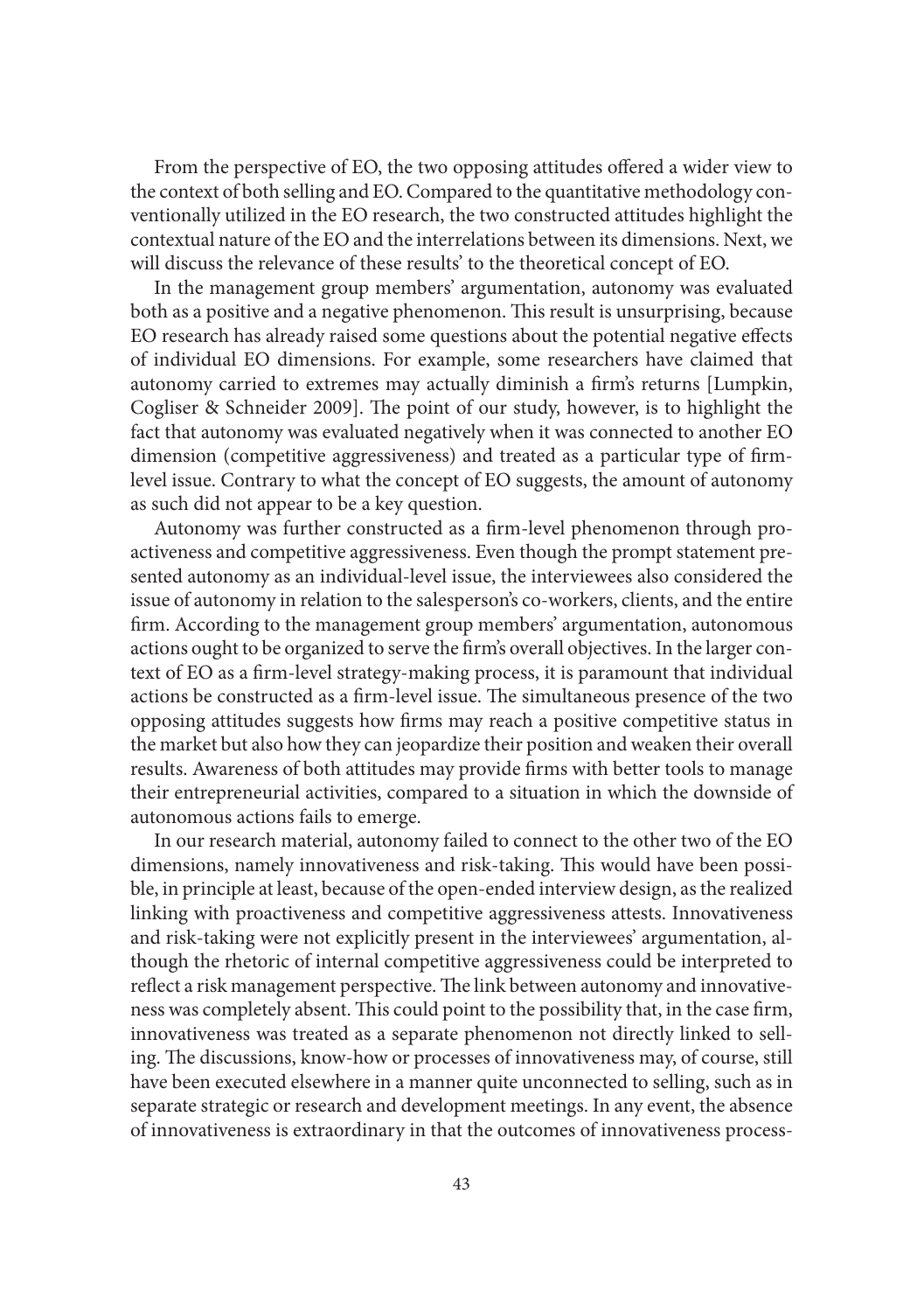From the perspective of EO, the two opposing attitudes offered a wider view to the context of both selling and EO. Compared to the quantitative methodology conventionally utilized in the EO research, the two constructed attitudes highlight the contextual nature of the EO and the interrelations between its dimensions. Next, we will discuss the relevance of these results' to the theoretical concept of EO.

In the management group members' argumentation, autonomy was evaluated both as a positive and a negative phenomenon. This result is unsurprising, because EO research has already raised some questions about the potential negative effects of individual EO dimensions. For example, some researchers have claimed that autonomy carried to extremes may actually diminish a firm's returns [Lumpkin, Cogliser & Schneider 2009]. The point of our study, however, is to highlight the fact that autonomy was evaluated negatively when it was connected to another EO dimension (competitive aggressiveness) and treated as a particular type of firm-level issue. Contrary to what the concept of EO suggests, the amount of autonomy as such did not appear to be a key question.

Autonomy was further constructed as a firm-level phenomenon through proactiveness and competitive aggressiveness. Even though the prompt statement presented autonomy as an individual-level issue, the interviewees also considered the issue of autonomy in relation to the salesperson's co-workers, clients, and the entire firm. According to the management group members' argumentation, autonomous actions ought to be organized to serve the firm's overall objectives. In the larger context of EO as a firm-level strategy-making process, it is paramount that individual actions be constructed as a firm-level issue. The simultaneous presence of the two opposing attitudes suggests how firms may reach a positive competitive status in the market but also how they can jeopardize their position and weaken their overall results. Awareness of both attitudes may provide firms with better tools to manage their entrepreneurial activities, compared to a situation in which the downside of autonomous actions fails to emerge.

In our research material, autonomy failed to connect to the other two of the EO dimensions, namely innovativeness and risk-taking. This would have been possible, in principle at least, because of the open-ended interview design, as the realized linking with proactiveness and competitive aggressiveness attests. Innovativeness and risk-taking were not explicitly present in the interviewees' argumentation, although the rhetoric of internal competitive aggressiveness could be interpreted to reflect a risk management perspective. The link between autonomy and innovativeness was completely absent. This could point to the possibility that, in the case firm, innovativeness was treated as a separate phenomenon not directly linked to selling. The discussions, know-how or processes of innovativeness may, of course, still have been executed elsewhere in a manner quite unconnected to selling, such as in separate strategic or research and development meetings. In any event, the absence of innovativeness is extraordinary in that the outcomes of innovativeness process-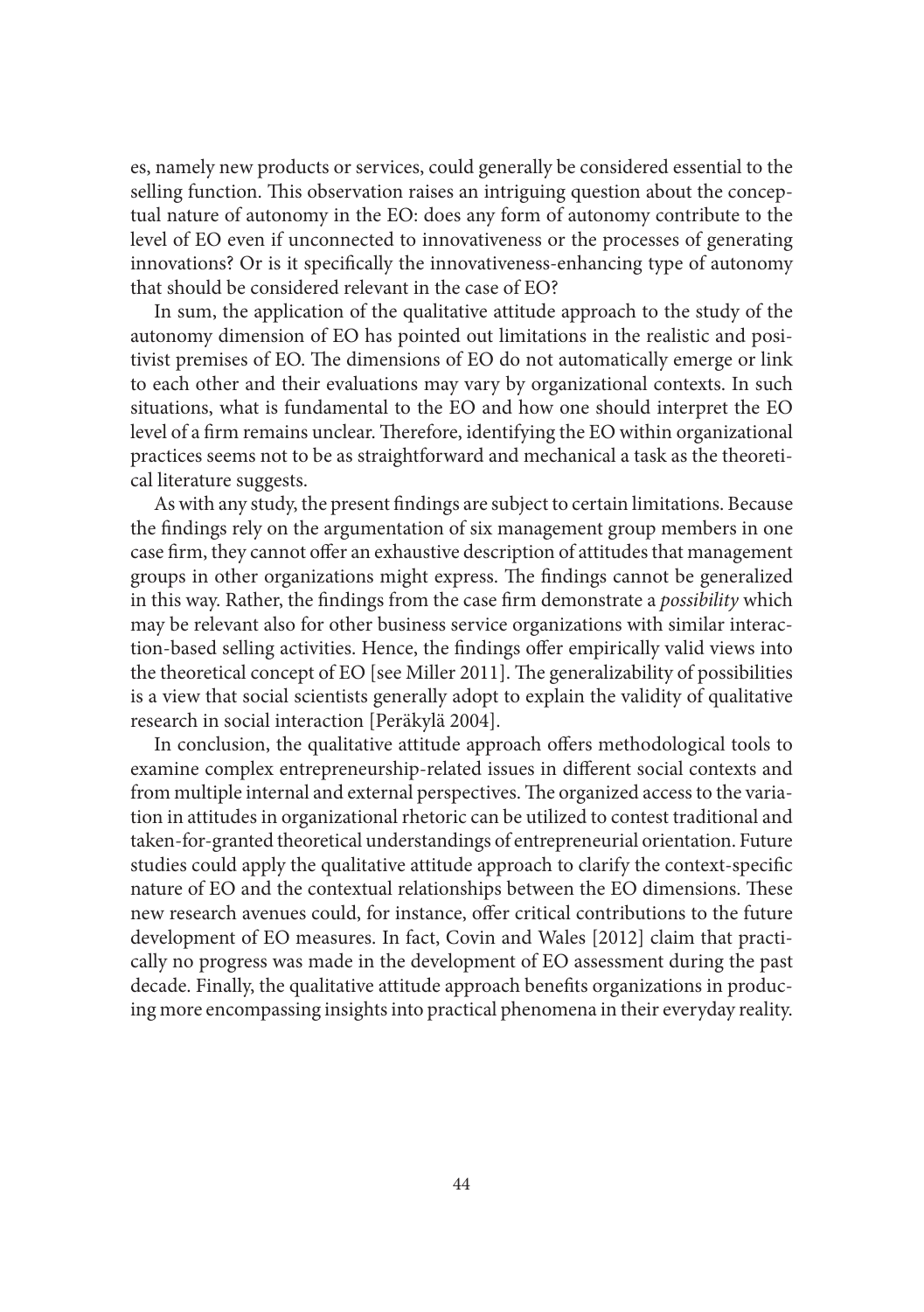es, namely new products or services, could generally be considered essential to the selling function. This observation raises an intriguing question about the conceptual nature of autonomy in the EO: does any form of autonomy contribute to the level of EO even if unconnected to innovativeness or the processes of generating innovations? Or is it specifically the innovativeness-enhancing type of autonomy that should be considered relevant in the case of EO?

In sum, the application of the qualitative attitude approach to the study of the autonomy dimension of EO has pointed out limitations in the realistic and positivist premises of EO. The dimensions of EO do not automatically emerge or link to each other and their evaluations may vary by organizational contexts. In such situations, what is fundamental to the EO and how one should interpret the EO level of a firm remains unclear. Therefore, identifying the EO within organizational practices seems not to be as straightforward and mechanical a task as the theoretical literature suggests.

As with any study, the present findings are subject to certain limitations. Because the findings rely on the argumentation of six management group members in one case firm, they cannot offer an exhaustive description of attitudes that management groups in other organizations might express. The findings cannot be generalized in this way. Rather, the findings from the case firm demonstrate a *possibility* which may be relevant also for other business service organizations with similar interaction-based selling activities. Hence, the findings offer empirically valid views into the theoretical concept of EO [see Miller 2011]. The generalizability of possibilities is a view that social scientists generally adopt to explain the validity of qualitative research in social interaction [Peräkylä 2004].

In conclusion, the qualitative attitude approach offers methodological tools to examine complex entrepreneurship-related issues in different social contexts and from multiple internal and external perspectives. The organized access to the variation in attitudes in organizational rhetoric can be utilized to contest traditional and taken-for-granted theoretical understandings of entrepreneurial orientation. Future studies could apply the qualitative attitude approach to clarify the context-specific nature of EO and the contextual relationships between the EO dimensions. These new research avenues could, for instance, offer critical contributions to the future development of EO measures. In fact, Covin and Wales [2012] claim that practically no progress was made in the development of EO assessment during the past decade. Finally, the qualitative attitude approach benefits organizations in producing more encompassing insights into practical phenomena in their everyday reality.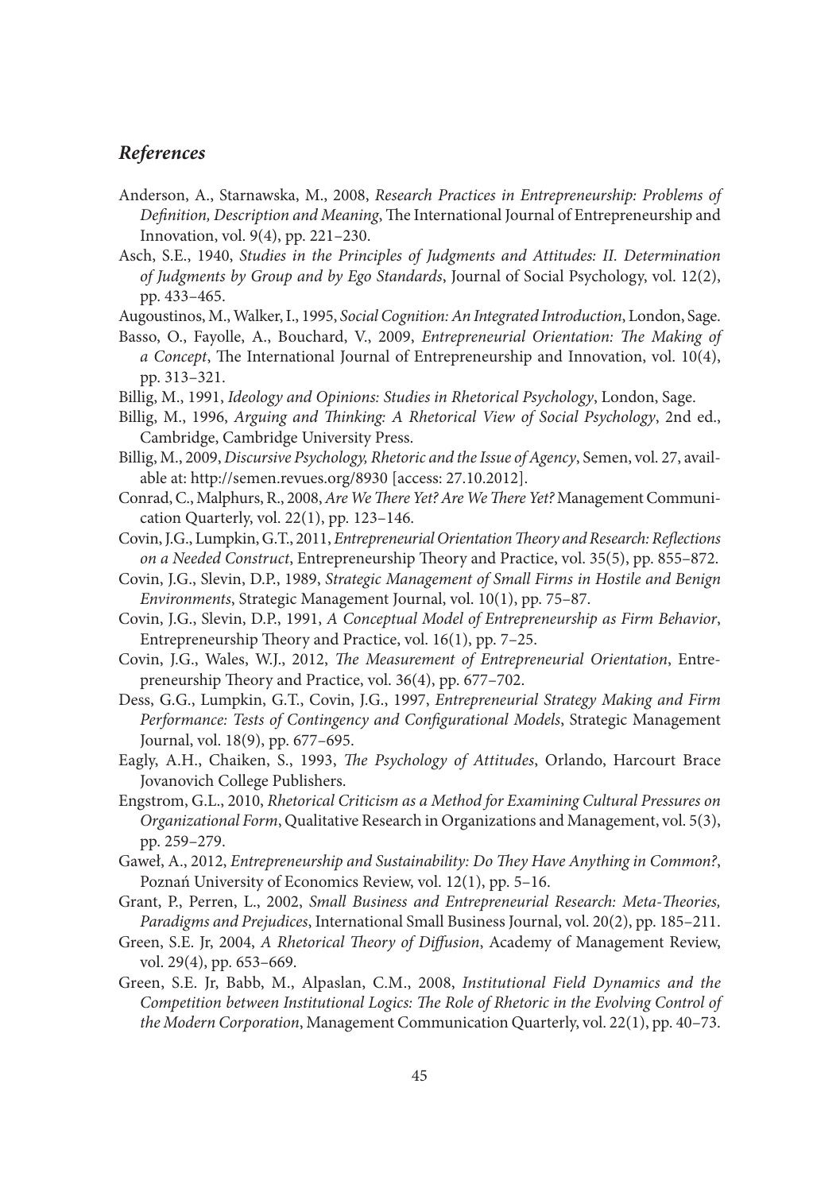### *References*

Anderson, A., Starnawska, M., 2008, *Research Practices in Entrepreneurship: Problems of Definition, Description and Meaning*, The International Journal of Entrepreneurship and Innovation, vol. 9(4), pp. 221–230.

Asch, S.E., 1940, *Studies in the Principles of Judgments and Attitudes: II. Determination of Judgments by Group and by Ego Standards*, Journal of Social Psychology, vol. 12(2), pp. 433–465.

Augoustinos, M., Walker, I., 1995, *Social Cognition: An Integrated Introduction*, London, Sage.

Basso, O., Fayolle, A., Bouchard, V., 2009, *Entrepreneurial Orientation: The Making of a Concept*, The International Journal of Entrepreneurship and Innovation, vol. 10(4), pp. 313–321.

Billig, M., 1991, *Ideology and Opinions: Studies in Rhetorical Psychology*, London, Sage.

Billig, M., 1996, *Arguing and Thinking: A Rhetorical View of Social Psychology*, 2nd ed., Cambridge, Cambridge University Press.

Billig, M., 2009, *Discursive Psychology, Rhetoric and the Issue of Agency*, Semen, vol. 27, available at: http://semen.revues.org/8930 [access: 27.10.2012].

Conrad, C., Malphurs, R., 2008, *Are We There Yet? Are We There Yet?* Management Communication Quarterly, vol. 22(1), pp. 123–146.

Covin, J.G., Lumpkin, G.T., 2011, *Entrepreneurial Orientation Theory and Research: Reflections on a Needed Construct*, Entrepreneurship Theory and Practice, vol. 35(5), pp. 855–872.

Covin, J.G., Slevin, D.P., 1989, *Strategic Management of Small Firms in Hostile and Benign Environments*, Strategic Management Journal, vol. 10(1), pp. 75–87.

Covin, J.G., Slevin, D.P., 1991, *A Conceptual Model of Entrepreneurship as Firm Behavior*, Entrepreneurship Theory and Practice, vol. 16(1), pp. 7–25.

Covin, J.G., Wales, W.J., 2012, *The Measurement of Entrepreneurial Orientation*, Entrepreneurship Theory and Practice, vol. 36(4), pp. 677–702.

Dess, G.G., Lumpkin, G.T., Covin, J.G., 1997, *Entrepreneurial Strategy Making and Firm Performance: Tests of Contingency and Configurational Models*, Strategic Management Journal, vol. 18(9), pp. 677–695.

Eagly, A.H., Chaiken, S., 1993, *The Psychology of Attitudes*, Orlando, Harcourt Brace Jovanovich College Publishers.

Engstrom, G.L., 2010, *Rhetorical Criticism as a Method for Examining Cultural Pressures on Organizational Form*, Qualitative Research in Organizations and Management, vol. 5(3), pp. 259–279.

Gaweł, A., 2012, *Entrepreneurship and Sustainability: Do They Have Anything in Common?*, Poznań University of Economics Review, vol. 12(1), pp. 5–16.

Grant, P., Perren, L., 2002, *Small Business and Entrepreneurial Research: Meta-Theories, Paradigms and Prejudices*, International Small Business Journal, vol. 20(2), pp. 185–211.

Green, S.E. Jr, 2004, *A Rhetorical Theory of Diffusion*, Academy of Management Review, vol. 29(4), pp. 653–669.

Green, S.E. Jr, Babb, M., Alpaslan, C.M., 2008, *Institutional Field Dynamics and the Competition between Institutional Logics: The Role of Rhetoric in the Evolving Control of the Modern Corporation*, Management Communication Quarterly, vol. 22(1), pp. 40–73.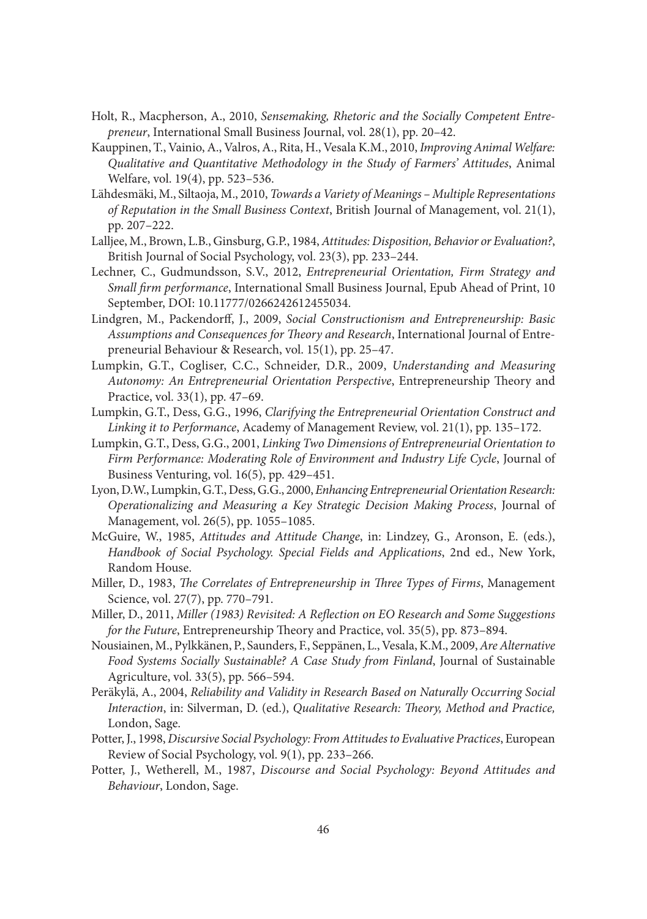Holt, R., Macpherson, A., 2010, *Sensemaking, Rhetoric and the Socially Competent Entrepreneur*, International Small Business Journal, vol. 28(1), pp. 20–42.

Kauppinen, T., Vainio, A., Valros, A., Rita, H., Vesala K.M., 2010, *Improving Animal Welfare: Qualitative and Quantitative Methodology in the Study of Farmers' Attitudes*, Animal Welfare, vol. 19(4), pp. 523–536.

Lähdesmäki, M., Siltaoja, M., 2010, *Towards a Variety of Meanings – Multiple Representations of Reputation in the Small Business Context*, British Journal of Management, vol. 21(1), pp. 207–222.

Lalljee, M., Brown, L.B., Ginsburg, G.P., 1984, *Attitudes: Disposition, Behavior or Evaluation?*, British Journal of Social Psychology, vol. 23(3), pp. 233–244.

Lechner, C., Gudmundsson, S.V., 2012, *Entrepreneurial Orientation, Firm Strategy and Small firm performance*, International Small Business Journal, Epub Ahead of Print, 10 September, DOI: 10.11777/0266242612455034.

Lindgren, M., Packendorff, J., 2009, *Social Constructionism and Entrepreneurship: Basic Assumptions and Consequences for Theory and Research*, International Journal of Entrepreneurial Behaviour & Research, vol. 15(1), pp. 25–47.

Lumpkin, G.T., Cogliser, C.C., Schneider, D.R., 2009, *Understanding and Measuring Autonomy: An Entrepreneurial Orientation Perspective*, Entrepreneurship Theory and Practice, vol. 33(1), pp. 47–69.

Lumpkin, G.T., Dess, G.G., 1996, *Clarifying the Entrepreneurial Orientation Construct and Linking it to Performance*, Academy of Management Review, vol. 21(1), pp. 135–172.

Lumpkin, G.T., Dess, G.G., 2001, *Linking Two Dimensions of Entrepreneurial Orientation to Firm Performance: Moderating Role of Environment and Industry Life Cycle*, Journal of Business Venturing, vol. 16(5), pp. 429–451.

Lyon, D.W., Lumpkin, G.T., Dess, G.G., 2000, *Enhancing Entrepreneurial Orientation Research: Operationalizing and Measuring a Key Strategic Decision Making Process*, Journal of Management, vol. 26(5), pp. 1055–1085.

McGuire, W., 1985, *Attitudes and Attitude Change*, in: Lindzey, G., Aronson, E. (eds.), *Handbook of Social Psychology. Special Fields and Applications*, 2nd ed., New York, Random House.

Miller, D., 1983, *The Correlates of Entrepreneurship in Three Types of Firms*, Management Science, vol. 27(7), pp. 770–791.

Miller, D., 2011, *Miller (1983) Revisited: A Reflection on EO Research and Some Suggestions for the Future*, Entrepreneurship Theory and Practice, vol. 35(5), pp. 873–894.

Nousiainen, M., Pylkkänen, P., Saunders, F., Seppänen, L., Vesala, K.M., 2009, *Are Alternative Food Systems Socially Sustainable? A Case Study from Finland*, Journal of Sustainable Agriculture, vol. 33(5), pp. 566–594.

Peräkylä, A., 2004, *Reliability and Validity in Research Based on Naturally Occurring Social Interaction*, in: Silverman, D. (ed.), *Qualitative Research: Theory, Method and Practice,* London, Sage.

Potter, J., 1998, *Discursive Social Psychology: From Attitudes to Evaluative Practices*, European Review of Social Psychology, vol. 9(1), pp. 233–266.

Potter, J., Wetherell, M., 1987, *Discourse and Social Psychology: Beyond Attitudes and Behaviour*, London, Sage.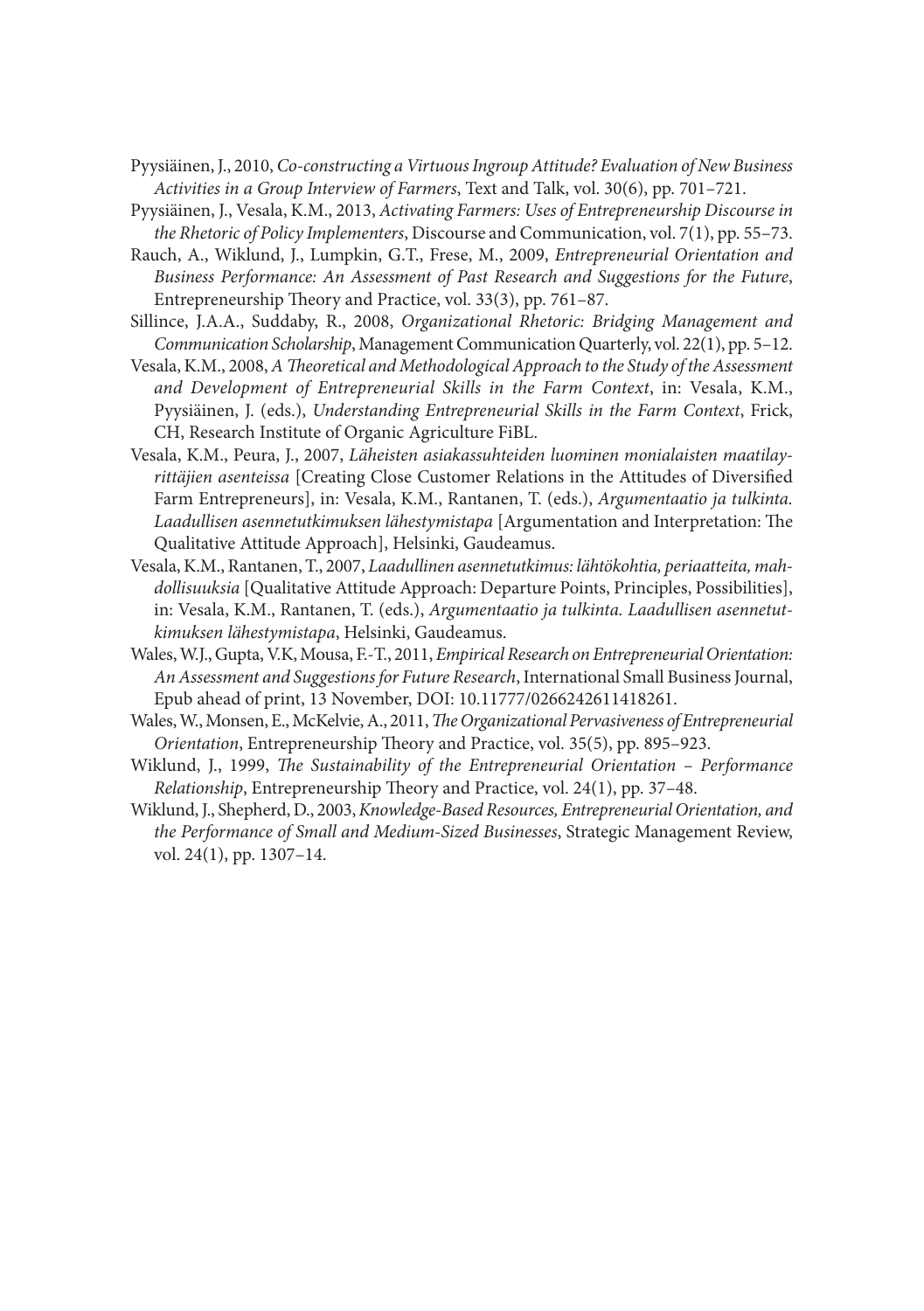Pyysiäinen, J., 2010, *Co-constructing a Virtuous Ingroup Attitude? Evaluation of New Business Activities in a Group Interview of Farmers*, Text and Talk, vol. 30(6), pp. 701–721.

Pyysiäinen, J., Vesala, K.M., 2013, *Activating Farmers: Uses of Entrepreneurship Discourse in the Rhetoric of Policy Implementers*, Discourse and Communication, vol. 7(1), pp. 55–73.

Rauch, A., Wiklund, J., Lumpkin, G.T., Frese, M., 2009, *Entrepreneurial Orientation and Business Performance: An Assessment of Past Research and Suggestions for the Future*, Entrepreneurship Theory and Practice, vol. 33(3), pp. 761–87.

Sillince, J.A.A., Suddaby, R., 2008, *Organizational Rhetoric: Bridging Management and Communication Scholarship*, Management Communication Quarterly, vol. 22(1), pp. 5–12.

Vesala, K.M., 2008, *A Theoretical and Methodological Approach to the Study of the Assessment and Development of Entrepreneurial Skills in the Farm Context*, in: Vesala, K.M., Pyysiäinen, J. (eds.), *Understanding Entrepreneurial Skills in the Farm Context*, Frick, CH, Research Institute of Organic Agriculture FiBL.

Vesala, K.M., Peura, J., 2007, *Läheisten asiakassuhteiden luominen monialaisten maatilayrittäjien asenteissa* [Creating Close Customer Relations in the Attitudes of Diversified Farm Entrepreneurs], in: Vesala, K.M., Rantanen, T. (eds.), *Argumentaatio ja tulkinta. Laadullisen asennetutkimuksen lähestymistapa* [Argumentation and Interpretation: The Qualitative Attitude Approach], Helsinki, Gaudeamus.

Vesala, K.M., Rantanen, T., 2007, *Laadullinen asennetutkimus: lähtökohtia, periaatteita, mahdollisuuksia* [Qualitative Attitude Approach: Departure Points, Principles, Possibilities], in: Vesala, K.M., Rantanen, T. (eds.), *Argumentaatio ja tulkinta. Laadullisen asennetutkimuksen lähestymistapa*, Helsinki, Gaudeamus.

Wales, W.J., Gupta, V.K, Mousa, F.-T., 2011, *Empirical Research on Entrepreneurial Orientation: An Assessment and Suggestions for Future Research*, International Small Business Journal, Epub ahead of print, 13 November, DOI: 10.11777/0266242611418261.

Wales, W., Monsen, E., McKelvie, A., 2011, *The Organizational Pervasiveness of Entrepreneurial Orientation*, Entrepreneurship Theory and Practice, vol. 35(5), pp. 895–923.

Wiklund, J., 1999, *The Sustainability of the Entrepreneurial Orientation – Performance Relationship*, Entrepreneurship Theory and Practice, vol. 24(1), pp. 37–48.

Wiklund, J., Shepherd, D., 2003, *Knowledge-Based Resources, Entrepreneurial Orientation, and the Performance of Small and Medium-Sized Businesses*, Strategic Management Review, vol. 24(1), pp. 1307–14.